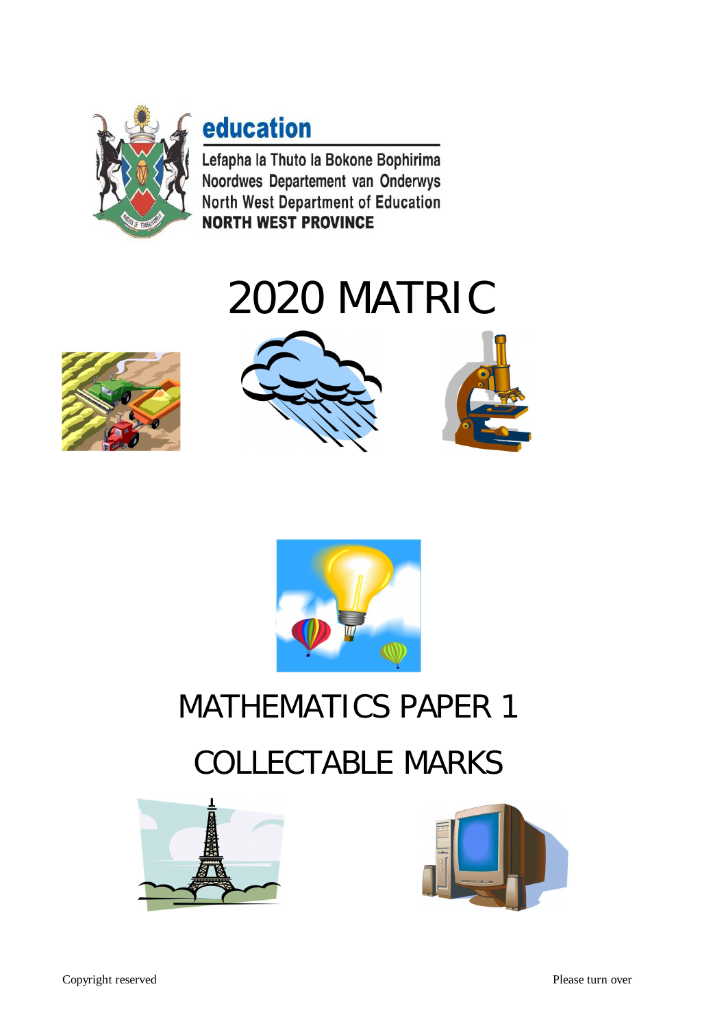**education**

Lefapha la Thuto la Bokone Bophirima
Noordwes Departement van Onderwys
North West Department of Education
**NORTH WEST PROVINCE**

# 2020 MATRIC

# MATHEMATICS PAPER 1

# COLLECTABLE MARKS

Copyright reserved

Please turn over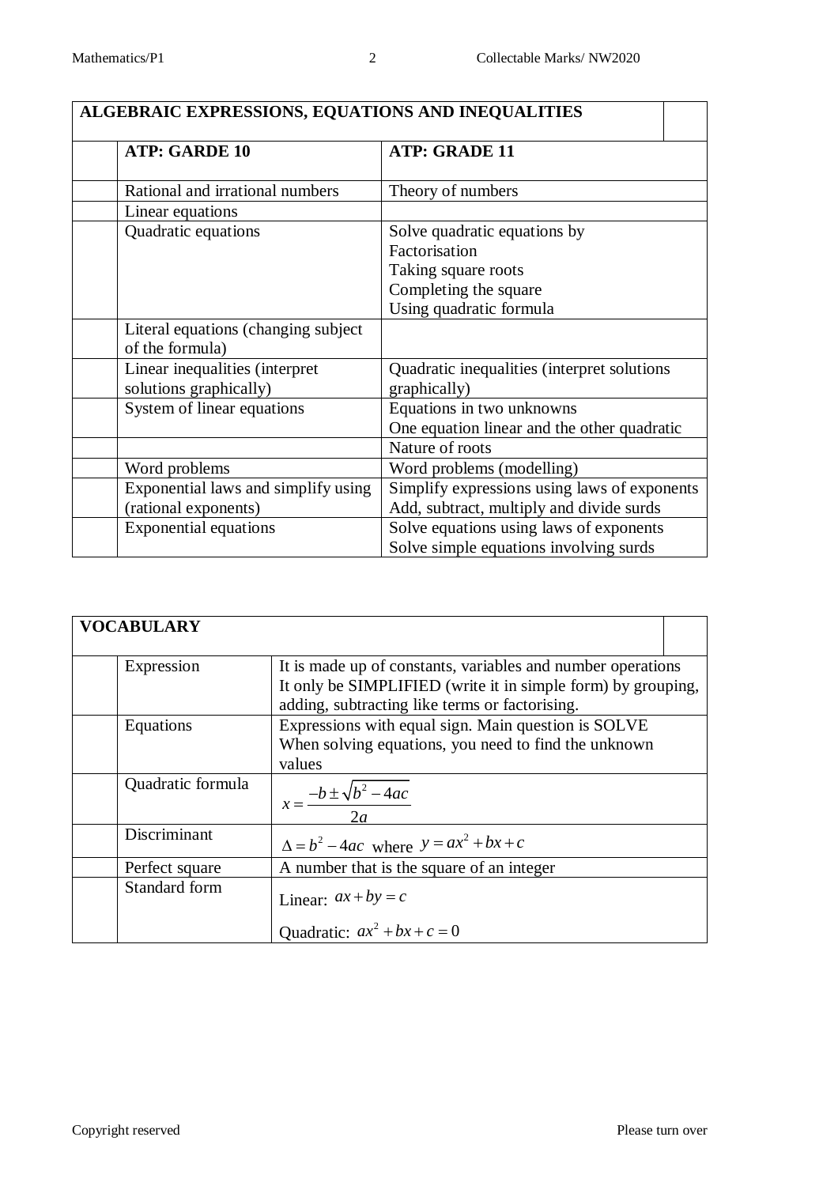| ALGEBRAIC EXPRESSIONS, EQUATIONS AND INEQUALITIES | | | |
|---|---|---|---|
| | **ATP: GARDE 10** | **ATP: GRADE 11** | |
| | Rational and irrational numbers | Theory of numbers | |
| | Linear equations | | |
| | Quadratic equations | Solve quadratic equations by<br>Factorisation<br>Taking square roots<br>Completing the square<br>Using quadratic formula | |
| | Literal equations (changing subject of the formula) | | |
| | Linear inequalities (interpret solutions graphically) | Quadratic inequalities (interpret solutions graphically) | |
| | System of linear equations | Equations in two unknowns<br>One equation linear and the other quadratic | |
| | | Nature of roots | |
| | Word problems | Word problems (modelling) | |
| | Exponential laws and simplify using (rational exponents) | Simplify expressions using laws of exponents<br>Add, subtract, multiply and divide surds | |
| | Exponential equations | Solve equations using laws of exponents<br>Solve simple equations involving surds | |

| VOCABULARY | | | |
|---|---|---|---|
| | Expression | It is made up of constants, variables and number operations<br>It only be SIMPLIFIED (write it in simple form) by grouping, adding, subtracting like terms or factorising. | |
| | Equations | Expressions with equal sign. Main question is SOLVE<br>When solving equations, you need to find the unknown values | |
| | Quadratic formula | $x = \dfrac{-b \pm \sqrt{b^2 - 4ac}}{2a}$ | |
| | Discriminant | $\Delta = b^2 - 4ac$ where $y = ax^2 + bx + c$ | |
| | Perfect square | A number that is the square of an integer | |
| | Standard form | Linear: $ax + by = c$<br>Quadratic: $ax^2 + bx + c = 0$ | |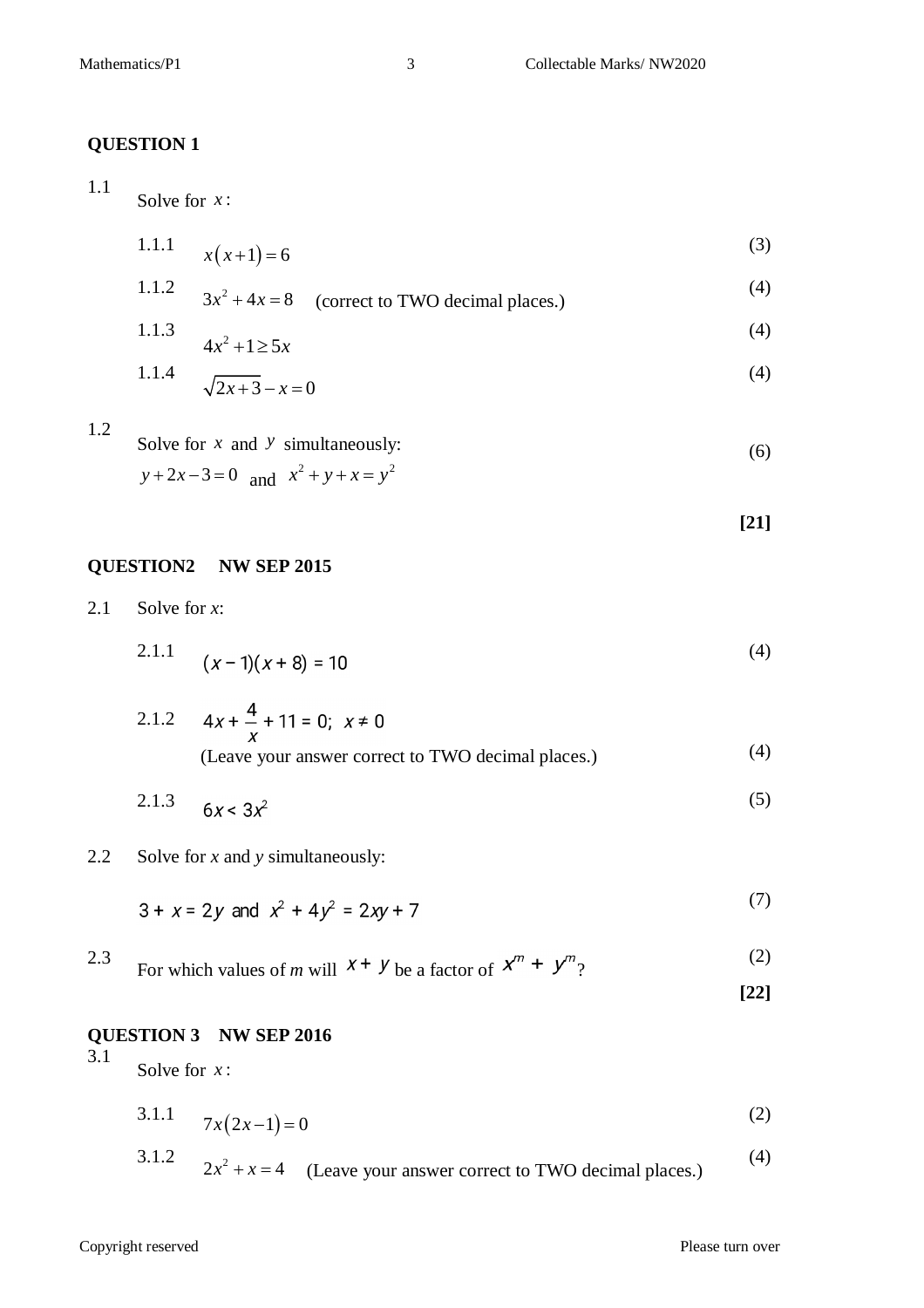**QUESTION 1**

1.1 Solve for $x$:

1.1.1 $x(x+1)=6$ (3)

1.1.2 $3x^2+4x=8$ (correct to TWO decimal places.) (4)

1.1.3 $4x^2+1\geq 5x$ (4)

1.1.4 $\sqrt{2x+3}-x=0$ (4)

1.2 Solve for $x$ and $y$ simultaneously:
$y+2x-3=0$ and $x^2+y+x=y^2$ (6)

**[21]**

**QUESTION2 NW SEP 2015**

2.1 Solve for *x*:

2.1.1 $(x-1)(x+8)=10$ (4)

2.1.2 $4x+\dfrac{4}{x}+11=0;\ x\neq 0$
(Leave your answer correct to TWO decimal places.) (4)

2.1.3 $6x<3x^2$ (5)

2.2 Solve for *x* and *y* simultaneously:

$3+x=2y$ and $x^2+4y^2=2xy+7$ (7)

2.3 For which values of *m* will $x+y$ be a factor of $x^m+y^m$? (2)

**[22]**

**QUESTION 3 NW SEP 2016**

3.1 Solve for $x$:

3.1.1 $7x(2x-1)=0$ (2)

3.1.2 $2x^2+x=4$ (Leave your answer correct to TWO decimal places.) (4)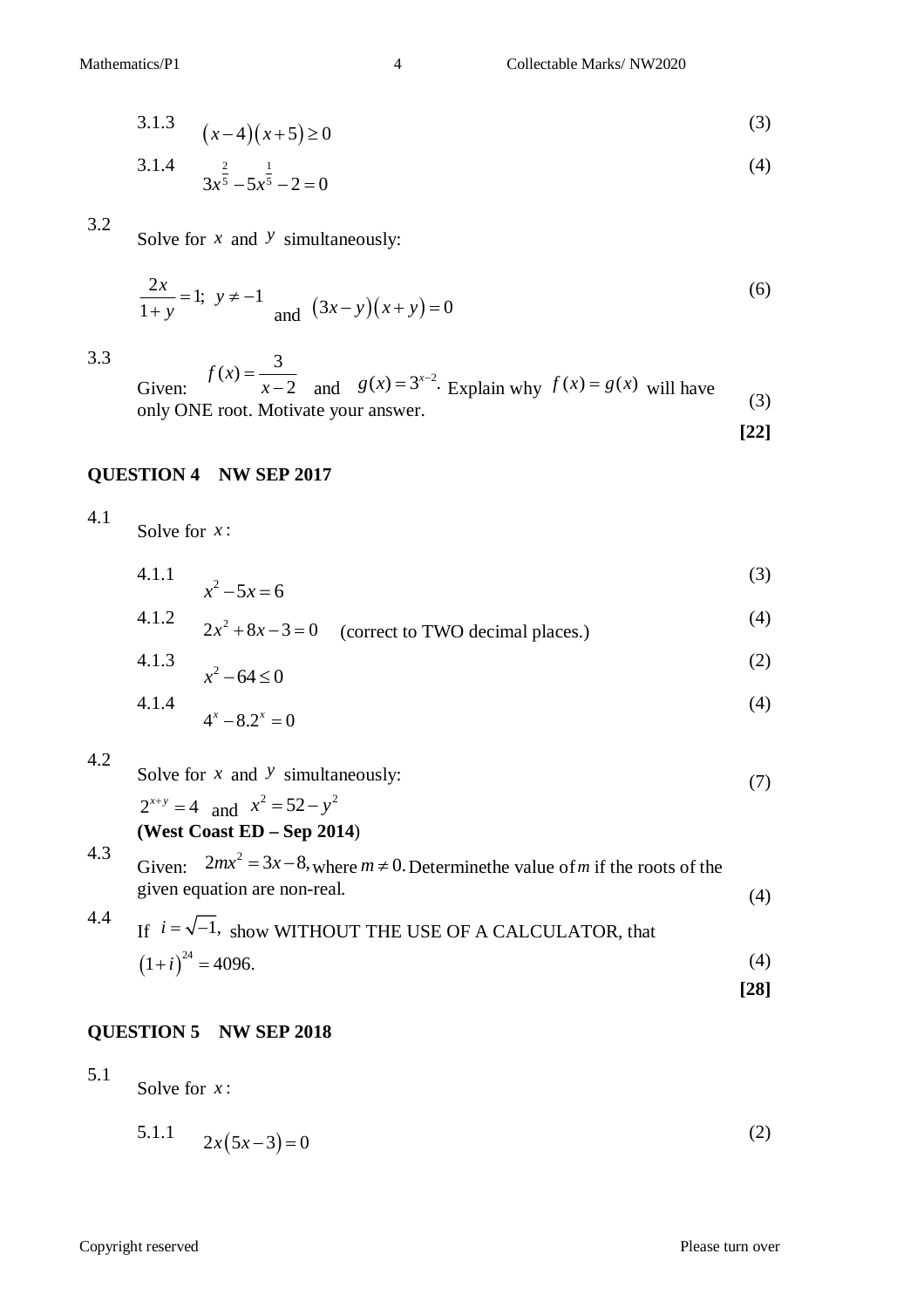3.1.3 $(x-4)(x+5) \geq 0$ (3)

3.1.4 $3x^{\frac{2}{5}} - 5x^{\frac{1}{5}} - 2 = 0$ (4)

3.2 Solve for $x$ and $y$ simultaneously:

$\frac{2x}{1+y} = 1;\ y \neq -1$ and $(3x-y)(x+y) = 0$ (6)

3.3 Given: $f(x) = \frac{3}{x-2}$ and $g(x) = 3^{x-2}$. Explain why $f(x) = g(x)$ will have only ONE root. Motivate your answer. (3)

**[22]**

## QUESTION 4 NW SEP 2017

4.1 Solve for $x$:

4.1.1 $x^2 - 5x = 6$ (3)

4.1.2 $2x^2 + 8x - 3 = 0$ (correct to TWO decimal places.) (4)

4.1.3 $x^2 - 64 \leq 0$ (2)

4.1.4 $4^x - 8.2^x = 0$ (4)

4.2 Solve for $x$ and $y$ simultaneously: (7)

$2^{x+y} = 4$ and $x^2 = 52 - y^2$

**(West Coast ED – Sep 2014)**

4.3 Given: $2mx^2 = 3x - 8$, where $m \neq 0$. Determine the value of $m$ if the roots of the given equation are non-real. (4)

4.4 If $i = \sqrt{-1}$, show WITHOUT THE USE OF A CALCULATOR, that $(1+i)^{24} = 4096$. (4)

**[28]**

## QUESTION 5 NW SEP 2018

5.1 Solve for $x$:

5.1.1 $2x(5x-3) = 0$ (2)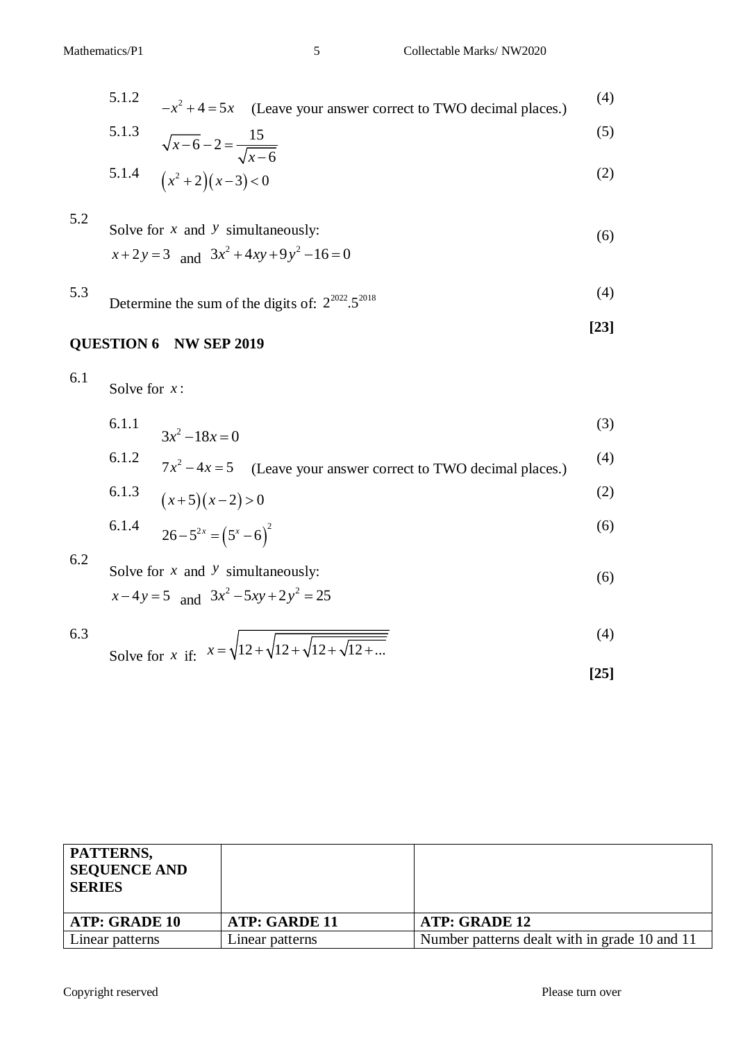5.1.2 $-x^2 + 4 = 5x$ (Leave your answer correct to TWO decimal places.) (4)

5.1.3 $\sqrt{x-6} - 2 = \frac{15}{\sqrt{x-6}}$ (5)

5.1.4 $\left(x^2 + 2\right)\left(x - 3\right) < 0$ (2)

5.2 Solve for $x$ and $y$ simultaneously:
$x + 2y = 3$ and $3x^2 + 4xy + 9y^2 - 16 = 0$ (6)

5.3 Determine the sum of the digits of: $2^{2022}.5^{2018}$ (4)

**[23]**

## QUESTION 6 NW SEP 2019

6.1 Solve for $x$:

6.1.1 $3x^2 - 18x = 0$ (3)

6.1.2 $7x^2 - 4x = 5$ (Leave your answer correct to TWO decimal places.) (4)

6.1.3 $\left(x+5\right)\left(x-2\right) > 0$ (2)

6.1.4 $26 - 5^{2x} = \left(5^x - 6\right)^2$ (6)

6.2 Solve for $x$ and $y$ simultaneously:
$x - 4y = 5$ and $3x^2 - 5xy + 2y^2 = 25$ (6)

6.3 Solve for $x$ if: $x = \sqrt{12 + \sqrt{12 + \sqrt{12 + \sqrt{12 + \ldots}}}}$ (4)

**[25]**

| PATTERNS, SEQUENCE AND SERIES | | |
|---|---|---|
| **ATP: GRADE 10** | **ATP: GARDE 11** | **ATP: GRADE 12** |
| Linear patterns | Linear patterns | Number patterns dealt with in grade 10 and 11 |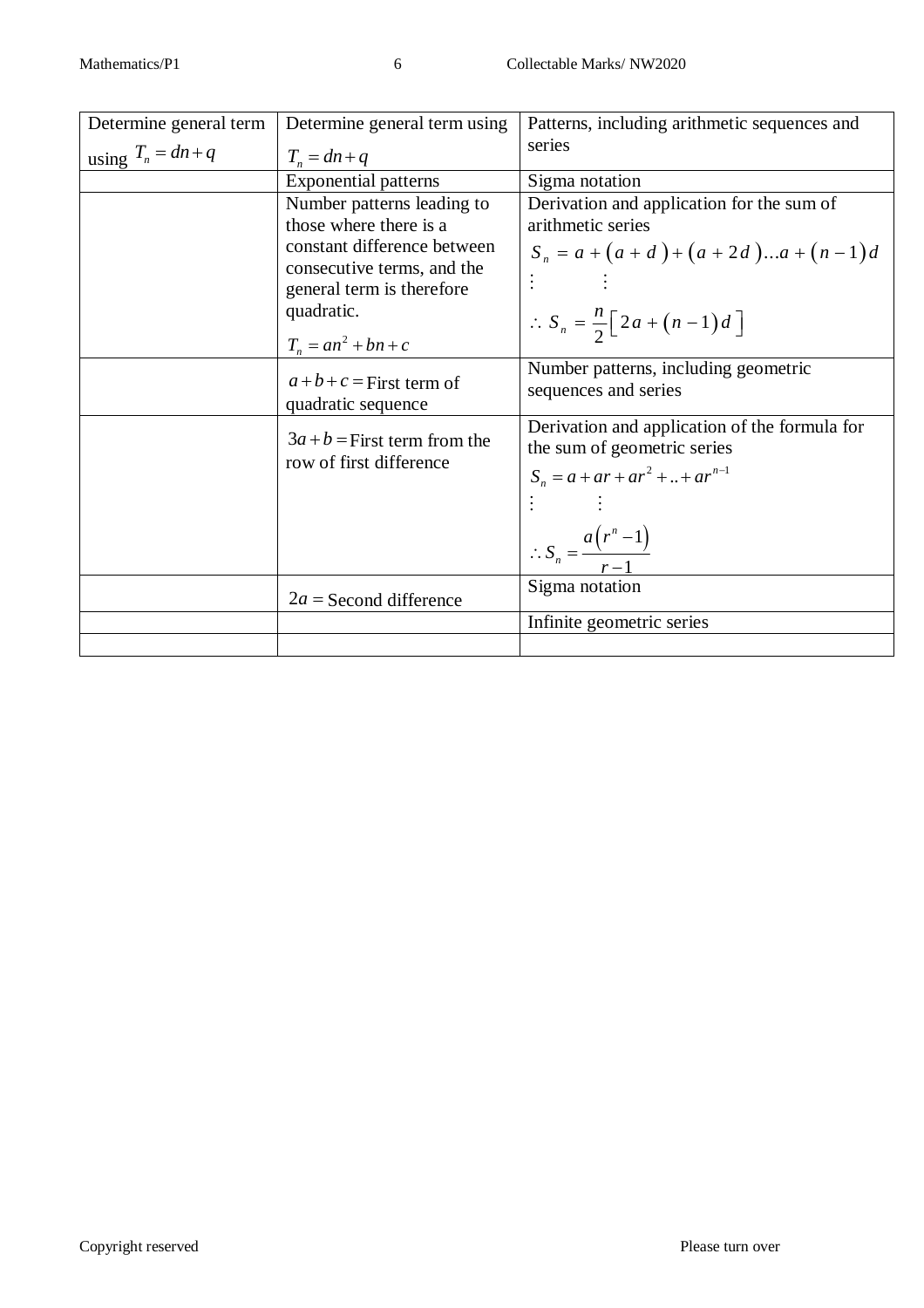| Determine general term using $T_n = dn + q$ | Determine general term using $T_n = dn + q$ | Patterns, including arithmetic sequences and series |
|---|---|---|
| | Exponential patterns | Sigma notation |
| | Number patterns leading to those where there is a constant difference between consecutive terms, and the general term is therefore quadratic. $T_n = an^2 + bn + c$ | Derivation and application for the sum of arithmetic series $S_n = a + (a+d) + (a+2d) \ldots a + (n-1)d$ $\vdots \quad \vdots$ $\therefore S_n = \frac{n}{2}\left[2a + (n-1)d\right]$ |
| | $a + b + c =$ First term of quadratic sequence | Number patterns, including geometric sequences and series |
| | $3a + b =$ First term from the row of first difference | Derivation and application of the formula for the sum of geometric series $S_n = a + ar + ar^2 + .. + ar^{n-1}$ $\vdots \quad \vdots$ $\therefore S_n = \frac{a(r^n - 1)}{r - 1}$ |
| | $2a =$ Second difference | Sigma notation |
| | | Infinite geometric series |
| | | |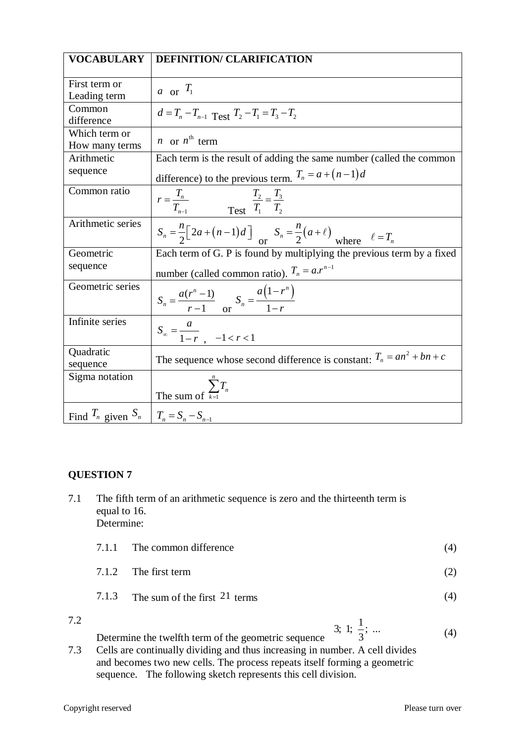| VOCABULARY | DEFINITION/ CLARIFICATION |
|---|---|
| First term or Leading term | $a$ or $T_1$ |
| Common difference | $d = T_n - T_{n-1}$ Test $T_2 - T_1 = T_3 - T_2$ |
| Which term or How many terms | $n$ or $n^{\text{th}}$ term |
| Arithmetic sequence | Each term is the result of adding the same number (called the common difference) to the previous term. $T_n = a + (n-1)d$ |
| Common ratio | $r = \frac{T_n}{T_{n-1}}$ Test $\frac{T_2}{T_1} = \frac{T_3}{T_2}$ |
| Arithmetic series | $S_n = \frac{n}{2}\left[2a + (n-1)d\right]$ or $S_n = \frac{n}{2}(a + \ell)$ where $\ell = T_n$ |
| Geometric sequence | Each term of G. P is found by multiplying the previous term by a fixed number (called common ratio). $T_n = a.r^{n-1}$ |
| Geometric series | $S_n = \frac{a(r^n - 1)}{r-1}$ or $S_n = \frac{a(1-r^n)}{1-r}$ |
| Infinite series | $S_\infty = \frac{a}{1-r}$ , $-1 < r < 1$ |
| Quadratic sequence | The sequence whose second difference is constant: $T_n = an^2 + bn + c$ |
| Sigma notation | The sum of $\sum_{k=1}^{n} T_n$ |
| Find $T_n$ given $S_n$ | $T_n = S_n - S_{n-1}$ |

## QUESTION 7

7.1 The fifth term of an arithmetic sequence is zero and the thirteenth term is equal to 16.
Determine:

7.1.1 The common difference (4)

7.1.2 The first term (2)

7.1.3 The sum of the first $21$ terms (4)

7.2 Determine the twelfth term of the geometric sequence $3;\ 1;\ \frac{1}{3};\ ...$ (4)

7.3 Cells are continually dividing and thus increasing in number. A cell divides and becomes two new cells. The process repeats itself forming a geometric sequence. The following sketch represents this cell division.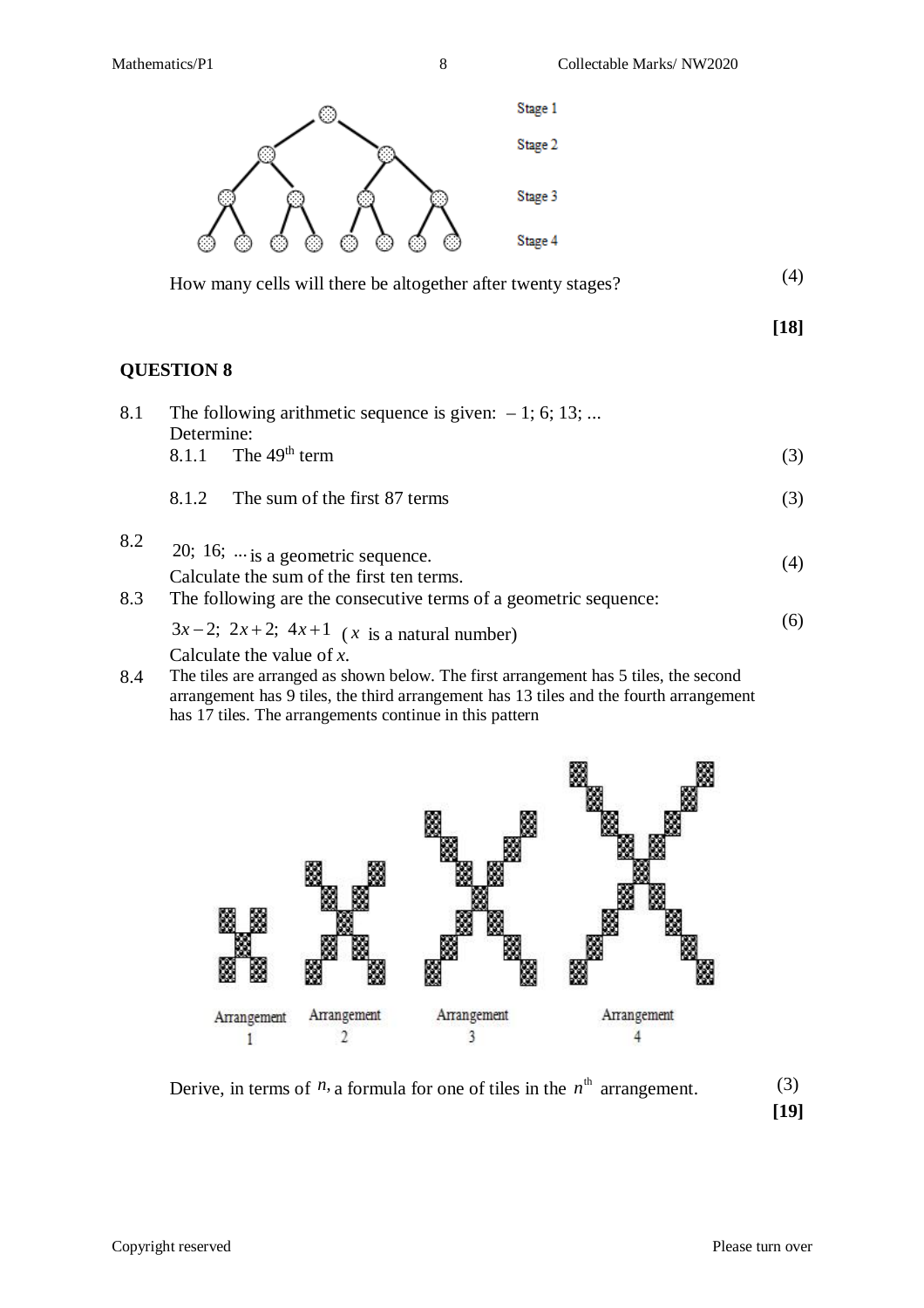Stage 1

Stage 2

Stage 3

Stage 4

How many cells will there be altogether after twenty stages? (4)

**[18]**

## QUESTION 8

8.1 The following arithmetic sequence is given: $-1; 6; 13; ...$
Determine:

8.1.1 The $49^{th}$ term (3)

8.1.2 The sum of the first 87 terms (3)

8.2 $20; 16; ...$ is a geometric sequence.
Calculate the sum of the first ten terms. (4)

8.3 The following are the consecutive terms of a geometric sequence:
$3x-2;\ 2x+2;\ 4x+1$ ( $x$ is a natural number)
Calculate the value of $x$. (6)

8.4 The tiles are arranged as shown below. The first arrangement has 5 tiles, the second arrangement has 9 tiles, the third arrangement has 13 tiles and the fourth arrangement has 17 tiles. The arrangements continue in this pattern

Arrangement 1 | Arrangement 2 | Arrangement 3 | Arrangement 4

Derive, in terms of $n$, a formula for one of tiles in the $n^{th}$ arrangement. (3)

**[19]**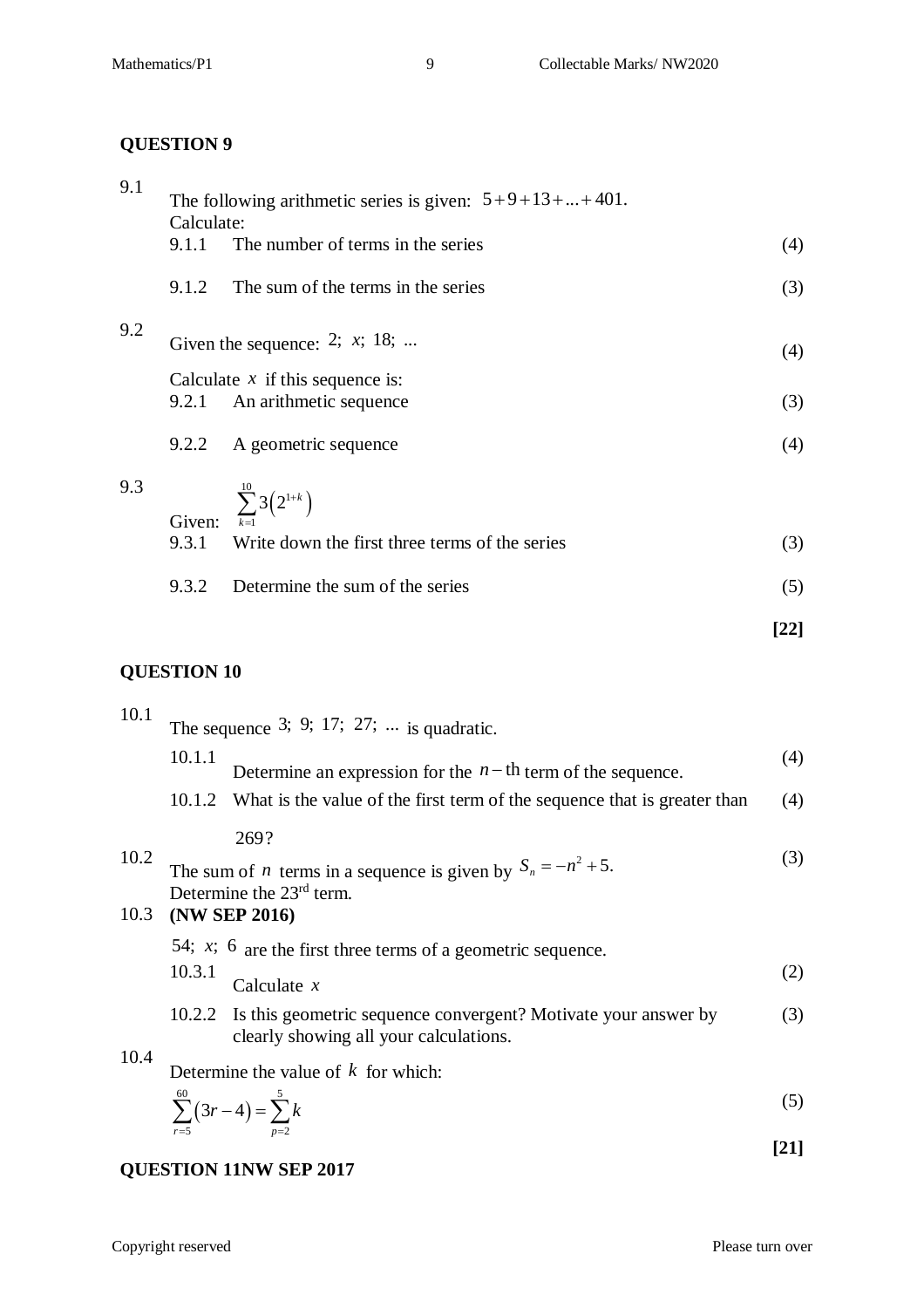## QUESTION 9

9.1 The following arithmetic series is given: $5+9+13+...+401$.
Calculate:

9.1.1 The number of terms in the series (4)

9.1.2 The sum of the terms in the series (3)

9.2 Given the sequence: $2;\ x;\ 18;\ ...$ (4)

Calculate $x$ if this sequence is:

9.2.1 An arithmetic sequence (3)

9.2.2 A geometric sequence (4)

9.3 Given: $\sum_{k=1}^{10} 3\left(2^{1+k}\right)$

9.3.1 Write down the first three terms of the series (3)

9.3.2 Determine the sum of the series (5)

**[22]**

## QUESTION 10

10.1 The sequence $3;\ 9;\ 17;\ 27;\ ...$ is quadratic.

10.1.1 Determine an expression for the $n-\text{th}$ term of the sequence. (4)

10.1.2 What is the value of the first term of the sequence that is greater than $269$? (4)

10.2 The sum of $n$ terms in a sequence is given by $S_n = -n^2 + 5.$ (3)
Determine the 23rd term.

10.3 **(NW SEP 2016)**

$54;\ x;\ 6$ are the first three terms of a geometric sequence.

10.3.1 Calculate $x$ (2)

10.2.2 Is this geometric sequence convergent? Motivate your answer by clearly showing all your calculations. (3)

10.4 Determine the value of $k$ for which:

$$\sum_{r=5}^{60}\left(3r-4\right) = \sum_{p=2}^{5} k$$ (5)

**[21]**

## QUESTION 11NW SEP 2017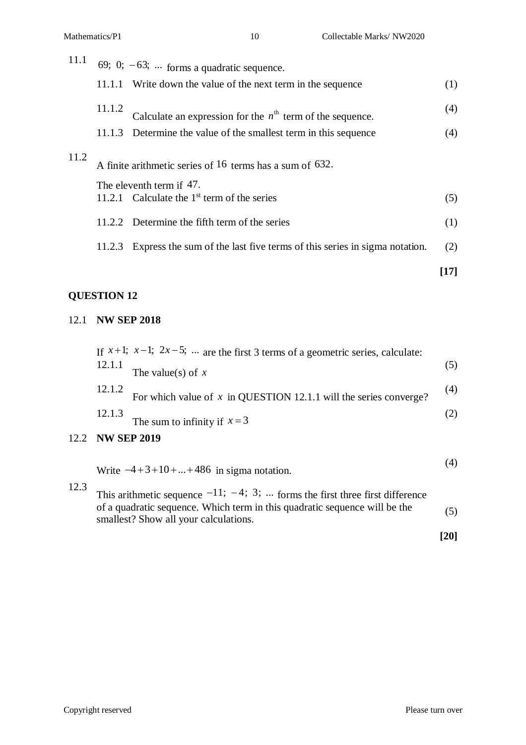11.1 $69;\ 0;\ -63;\ \ldots$ forms a quadratic sequence.

11.1.1 Write down the value of the next term in the sequence (1)

11.1.2 Calculate an expression for the $n^{\text{th}}$ term of the sequence. (4)

11.1.3 Determine the value of the smallest term in this sequence (4)

11.2 A finite arithmetic series of $16$ terms has a sum of $632$.

The eleventh term if $47$.

11.2.1 Calculate the 1[st] term of the series (5)

11.2.2 Determine the fifth term of the series (1)

11.2.3 Express the sum of the last five terms of this series in sigma notation. (2)

**[17]**

## QUESTION 12

12.1 **NW SEP 2018**

If $x+1;\ x-1;\ 2x-5;\ \ldots$ are the first 3 terms of a geometric series, calculate:

12.1.1 The value(s) of $x$ (5)

12.1.2 For which value of $x$ in QUESTION 12.1.1 will the series converge? (4)

12.1.3 The sum to infinity if $x=3$ (2)

12.2 **NW SEP 2019**

Write $-4+3+10+\ldots+486$ in sigma notation. (4)

12.3 This arithmetic sequence $-11;\ -4;\ 3;\ \ldots$ forms the first three first difference of a quadratic sequence. Which term in this quadratic sequence will be the smallest? Show all your calculations. (5)

**[20]**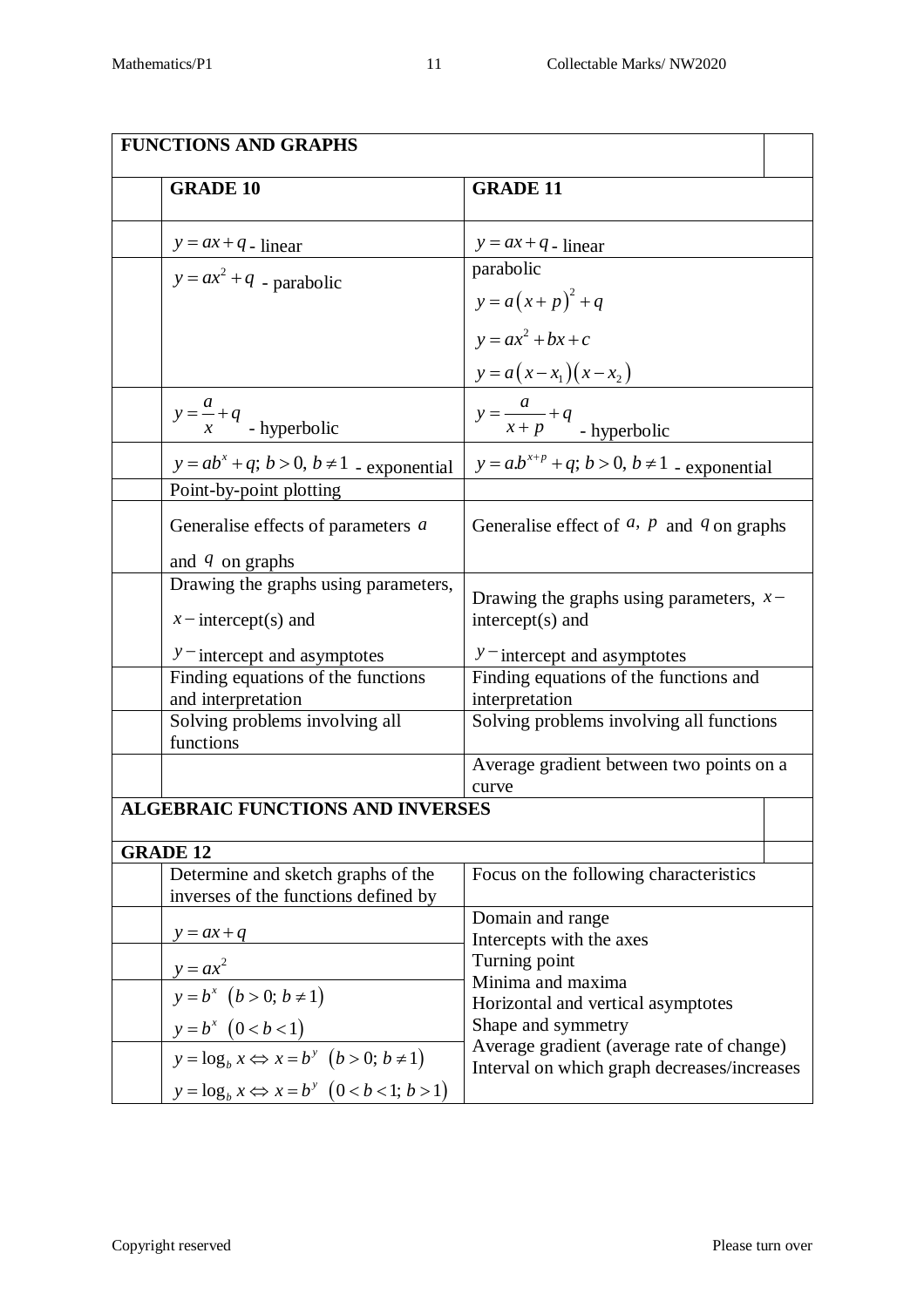| FUNCTIONS AND GRAPHS | | | |
|---|---|---|---|
| | **GRADE 10** | **GRADE 11** | |
| | $y = ax + q$ - linear | $y = ax + q$ - linear | |
| | $y = ax^2 + q$ - parabolic | parabolic<br>$y = a(x+p)^2 + q$<br>$y = ax^2 + bx + c$<br>$y = a(x - x_1)(x - x_2)$ | |
| | $y = \frac{a}{x} + q$ - hyperbolic | $y = \frac{a}{x+p} + q$ - hyperbolic | |
| | $y = ab^x + q;\ b > 0,\ b \neq 1$ - exponential | $y = a.b^{x+p} + q;\ b > 0,\ b \neq 1$ - exponential | |
| | Point-by-point plotting | | |
| | Generalise effects of parameters $a$ and $q$ on graphs | Generalise effect of $a,\ p$ and $q$ on graphs | |
| | Drawing the graphs using parameters, $x-$intercept(s) and $y-$intercept and asymptotes | Drawing the graphs using parameters, $x-$intercept(s) and $y-$intercept and asymptotes | |
| | Finding equations of the functions and interpretation | Finding equations of the functions and interpretation | |
| | Solving problems involving all functions | Solving problems involving all functions | |
| | | Average gradient between two points on a curve | |
| **ALGEBRAIC FUNCTIONS AND INVERSES** | | | |
| **GRADE 12** | | | |
| | Determine and sketch graphs of the inverses of the functions defined by | Focus on the following characteristics | |
| | $y = ax + q$ | Domain and range<br>Intercepts with the axes<br>Turning point<br>Minima and maxima<br>Horizontal and vertical asymptotes<br>Shape and symmetry<br>Average gradient (average rate of change)<br>Interval on which graph decreases/increases | |
| | $y = ax^2$ | | |
| | $y = b^x\ (b > 0;\ b \neq 1)$<br>$y = b^x\ (0 < b < 1)$ | | |
| | $y = \log_b x \Leftrightarrow x = b^y\ (b > 0;\ b \neq 1)$<br>$y = \log_b x \Leftrightarrow x = b^y\ (0 < b < 1;\ b > 1)$ | | |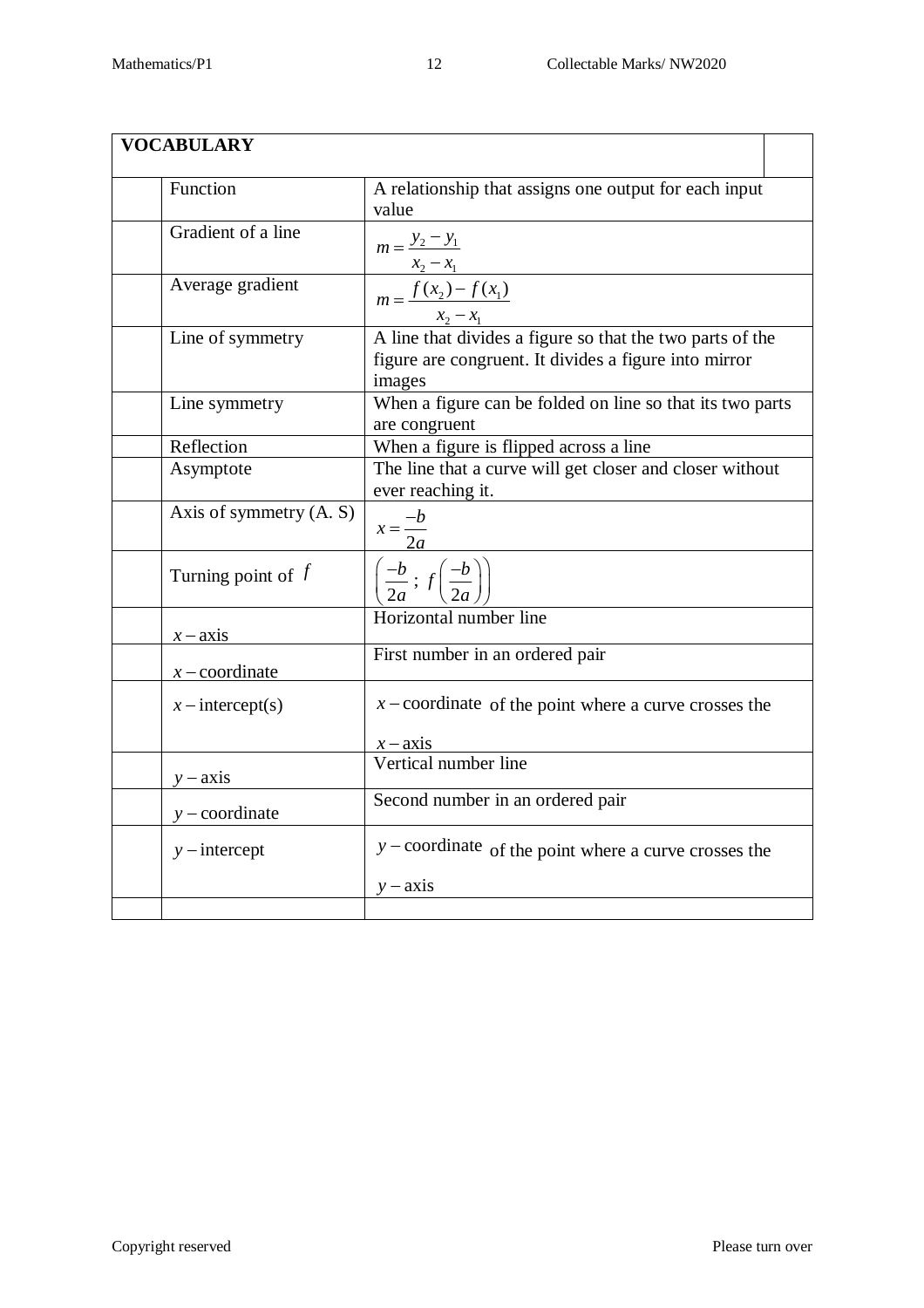| VOCABULARY | | |
|---|---|---|
| | Function | A relationship that assigns one output for each input value |
| | Gradient of a line | $m = \dfrac{y_2 - y_1}{x_2 - x_1}$ |
| | Average gradient | $m = \dfrac{f(x_2) - f(x_1)}{x_2 - x_1}$ |
| | Line of symmetry | A line that divides a figure so that the two parts of the figure are congruent. It divides a figure into mirror images |
| | Line symmetry | When a figure can be folded on line so that its two parts are congruent |
| | Reflection | When a figure is flipped across a line |
| | Asymptote | The line that a curve will get closer and closer without ever reaching it. |
| | Axis of symmetry (A. S) | $x = \dfrac{-b}{2a}$ |
| | Turning point of $f$ | $\left( \dfrac{-b}{2a} \, ; \, f\left( \dfrac{-b}{2a} \right) \right)$ |
| | $x -$ axis | Horizontal number line |
| | $x -$ coordinate | First number in an ordered pair |
| | $x -$ intercept(s) | $x -$ coordinate of the point where a curve crosses the $x -$ axis |
| | $y -$ axis | Vertical number line |
| | $y -$ coordinate | Second number in an ordered pair |
| | $y -$ intercept | $y -$ coordinate of the point where a curve crosses the $y -$ axis |
| | | |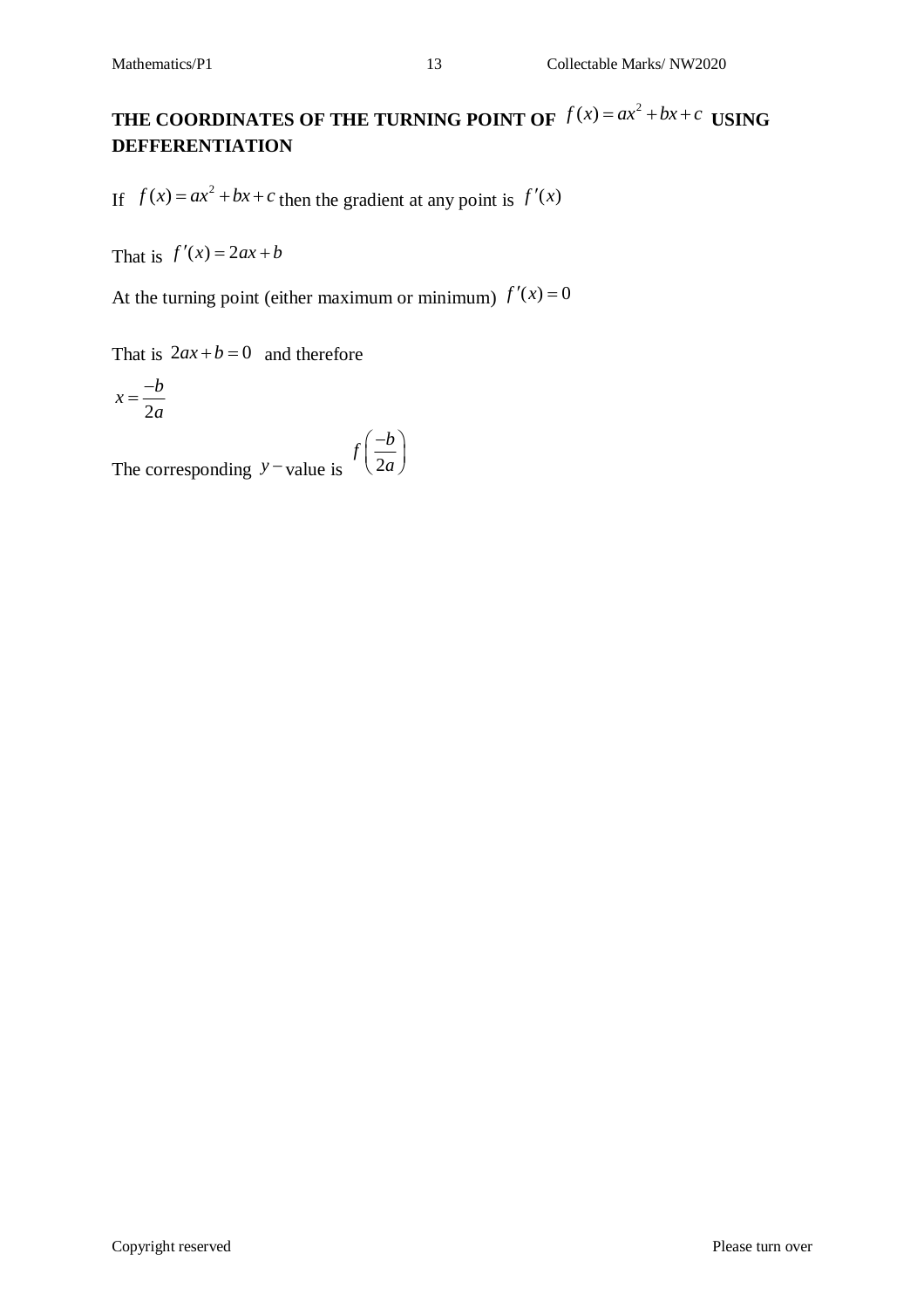**THE COORDINATES OF THE TURNING POINT OF $f(x)=ax^2+bx+c$ USING DEFFERENTIATION**

If $f(x)=ax^2+bx+c$ then the gradient at any point is $f'(x)$

That is $f'(x)=2ax+b$

At the turning point (either maximum or minimum) $f'(x)=0$

That is $2ax+b=0$ and therefore

$x=\dfrac{-b}{2a}$

The corresponding $y-$value is $f\left(\dfrac{-b}{2a}\right)$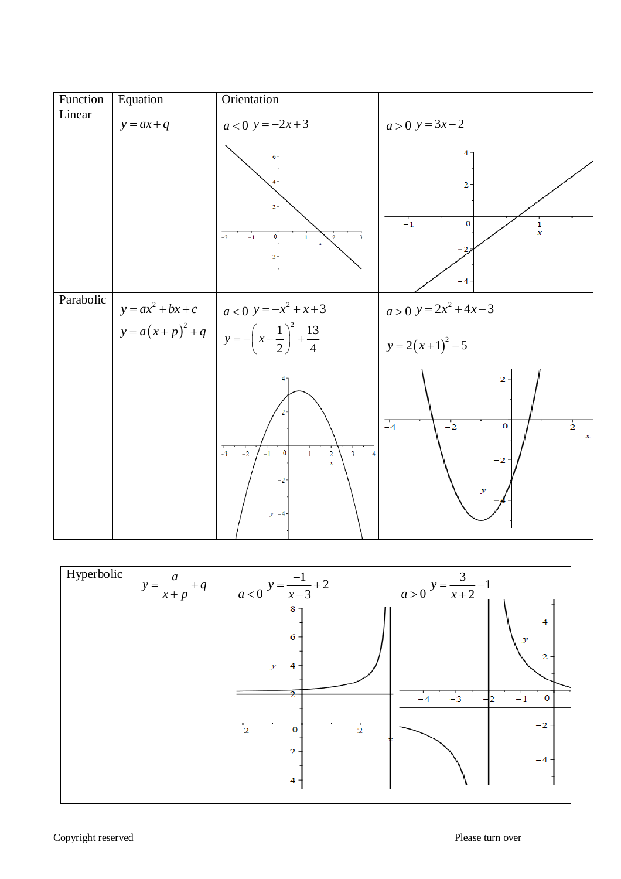| Function | Equation | Orientation | |
|---|---|---|---|
| Linear | $y = ax + q$ | $a < 0$ $y = -2x + 3$ | $a > 0$ $y = 3x - 2$ |
| Parabolic | $y = ax^2 + bx + c$ <br> $y = a(x+p)^2 + q$ | $a < 0$ $y = -x^2 + x + 3$ <br> $y = -\left(x - \frac{1}{2}\right)^2 + \frac{13}{4}$ | $a > 0$ $y = 2x^2 + 4x - 3$ <br> $y = 2(x+1)^2 - 5$ |
| Hyperbolic | $y = \frac{a}{x+p} + q$ | $a < 0$ $y = \frac{-1}{x-3} + 2$ | $a > 0$ $y = \frac{3}{x+2} - 1$ |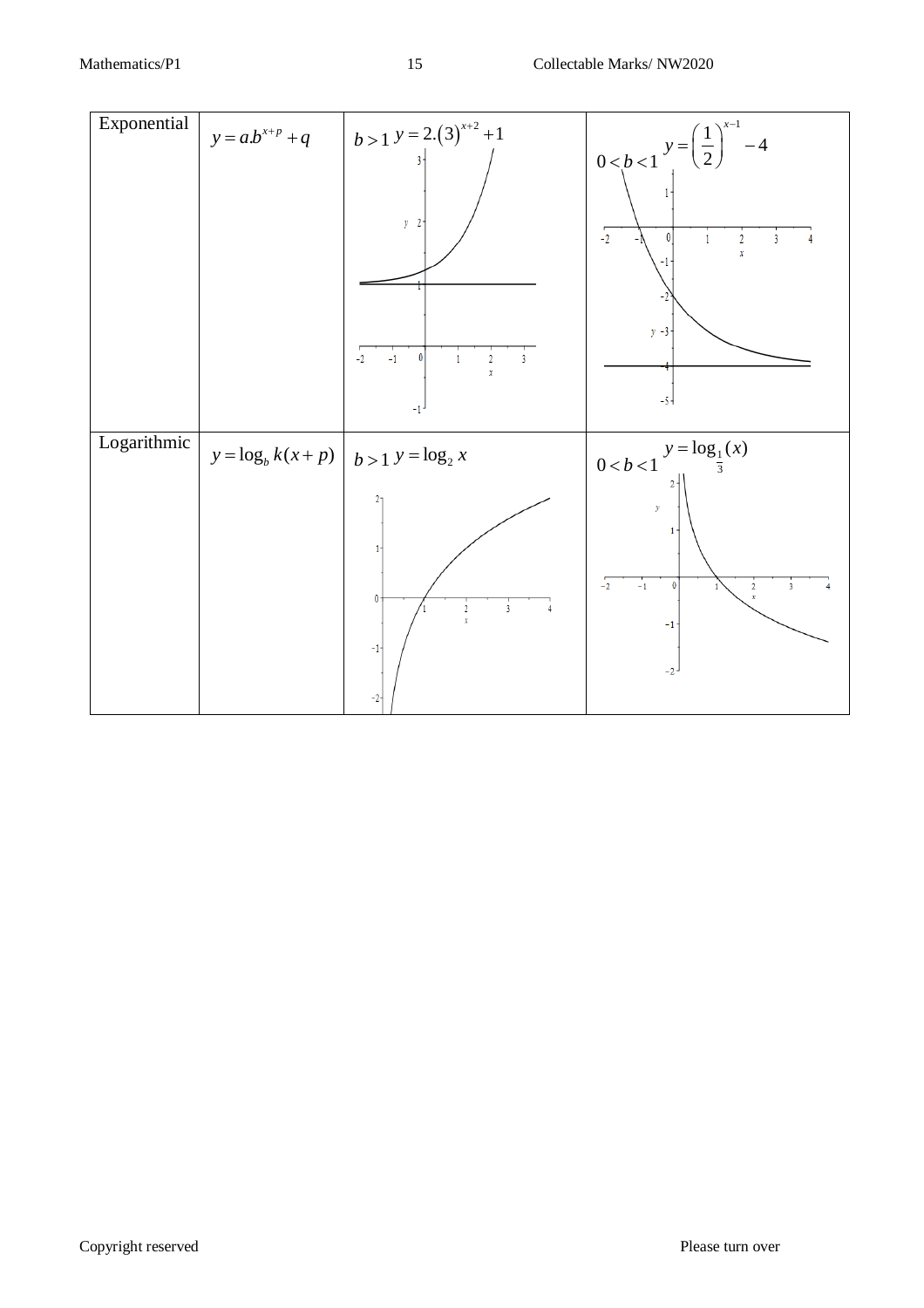| | | | |
|---|---|---|---|
| Exponential | $y = a.b^{x+p} + q$ | $b > 1$ $y = 2.(3)^{x+2} + 1$ | $0 < b < 1$ $y = \left(\frac{1}{2}\right)^{x-1} - 4$ |
| Logarithmic | $y = \log_b k(x+p)$ | $b > 1$ $y = \log_2 x$ | $0 < b < 1$ $y = \log_{\frac{1}{3}}(x)$ |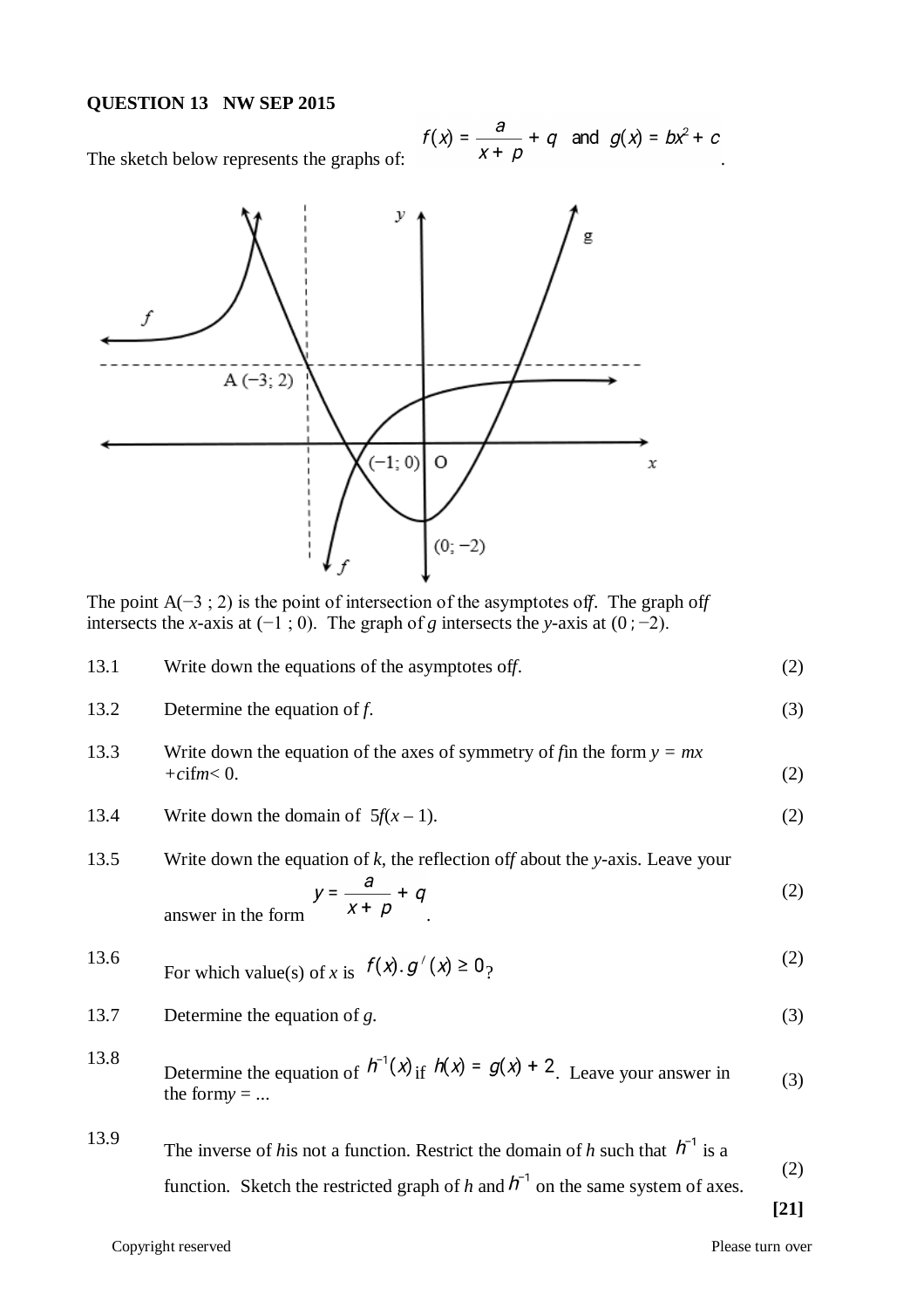**QUESTION 13   NW SEP 2015**

The sketch below represents the graphs of: $f(x) = \dfrac{a}{x+p} + q$ and $g(x) = bx^2 + c$.

The point A(−3 ; 2) is the point of intersection of the asymptotes of *f*. The graph of *f* intersects the *x*-axis at (−1 ; 0). The graph of *g* intersects the *y*-axis at (0 ; −2).

13.1 Write down the equations of the asymptotes of *f*. (2)

13.2 Determine the equation of *f*. (3)

13.3 Write down the equation of the axes of symmetry of *f* in the form $y = mx + c$ if $m < 0$. (2)

13.4 Write down the domain of $5f(x-1)$. (2)

13.5 Write down the equation of *k*, the reflection of *f* about the *y*-axis. Leave your answer in the form $y = \dfrac{a}{x+p} + q$. (2)

13.6 For which value(s) of *x* is $f(x).g'(x) \geq 0$? (2)

13.7 Determine the equation of *g*. (3)

13.8 Determine the equation of $h^{-1}(x)$ if $h(x) = g(x) + 2$. Leave your answer in the form $y = ...$ (3)

13.9 The inverse of *h* is not a function. Restrict the domain of *h* such that $h^{-1}$ is a function. Sketch the restricted graph of *h* and $h^{-1}$ on the same system of axes. (2)

**[21]**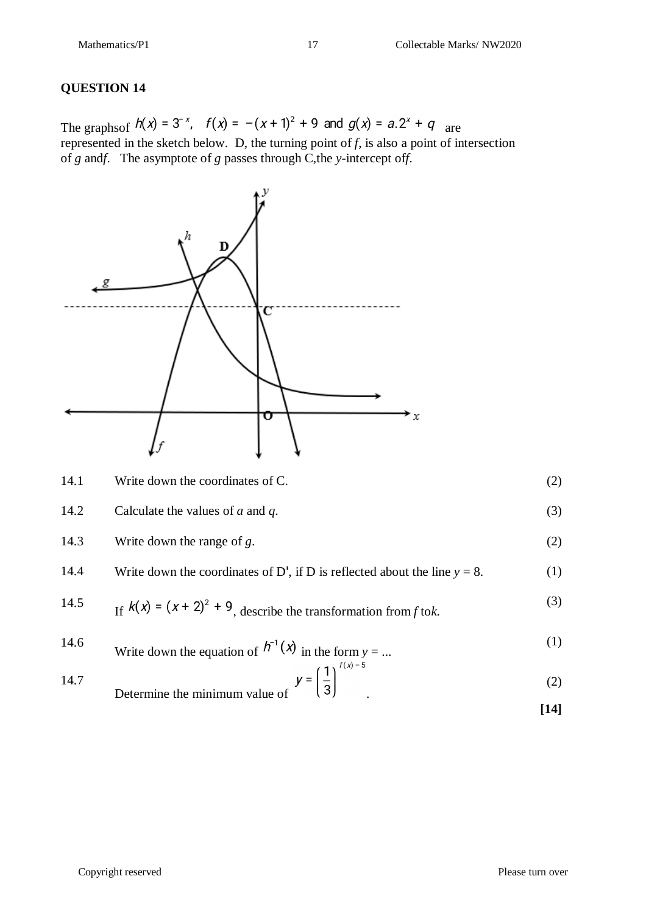## QUESTION 14

The graphsof $h(x) = 3^{-x}$, $f(x) = -(x+1)^2 + 9$ and $g(x) = a.2^x + q$ are represented in the sketch below. D, the turning point of *f*, is also a point of intersection of *g* and*f*. The asymptote of *g* passes through C,the *y*-intercept of*f*.

| | | |
|---|---|---|
| 14.1 | Write down the coordinates of C. | (2) |
| 14.2 | Calculate the values of *a* and *q*. | (3) |
| 14.3 | Write down the range of *g*. | (2) |
| 14.4 | Write down the coordinates of D', if D is reflected about the line $y = 8$. | (1) |
| 14.5 | If $k(x) = (x+2)^2 + 9$, describe the transformation from *f* to*k*. | (3) |
| 14.6 | Write down the equation of $h^{-1}(x)$ in the form $y = ...$ | (1) |
| 14.7 | Determine the minimum value of $y = \left(\frac{1}{3}\right)^{f(x)-5}$. | (2) |

**[14]**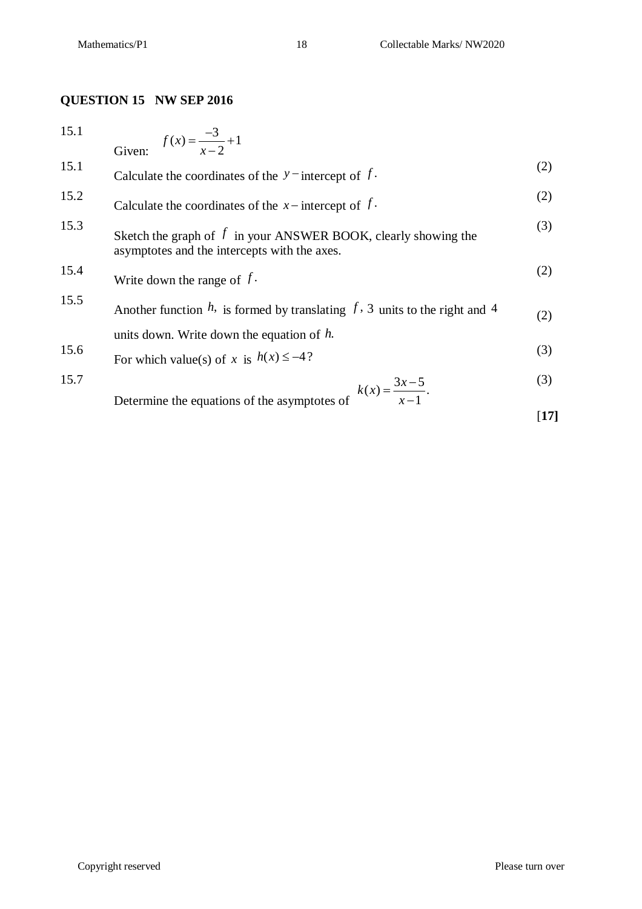## QUESTION 15 NW SEP 2016

| | | |
|---|---|---|
| 15.1 | Given: $f(x) = \frac{-3}{x-2} + 1$ | |
| 15.1 | Calculate the coordinates of the $y-$intercept of $f$. | (2) |
| 15.2 | Calculate the coordinates of the $x-$intercept of $f$. | (2) |
| 15.3 | Sketch the graph of $f$ in your ANSWER BOOK, clearly showing the asymptotes and the intercepts with the axes. | (3) |
| 15.4 | Write down the range of $f$. | (2) |
| 15.5 | Another function $h$, is formed by translating $f$, 3 units to the right and 4 units down. Write down the equation of $h$. | (2) |
| 15.6 | For which value(s) of $x$ is $h(x) \leq -4$? | (3) |
| 15.7 | Determine the equations of the asymptotes of $k(x) = \frac{3x-5}{x-1}$. | (3) |
| | | **[17]** |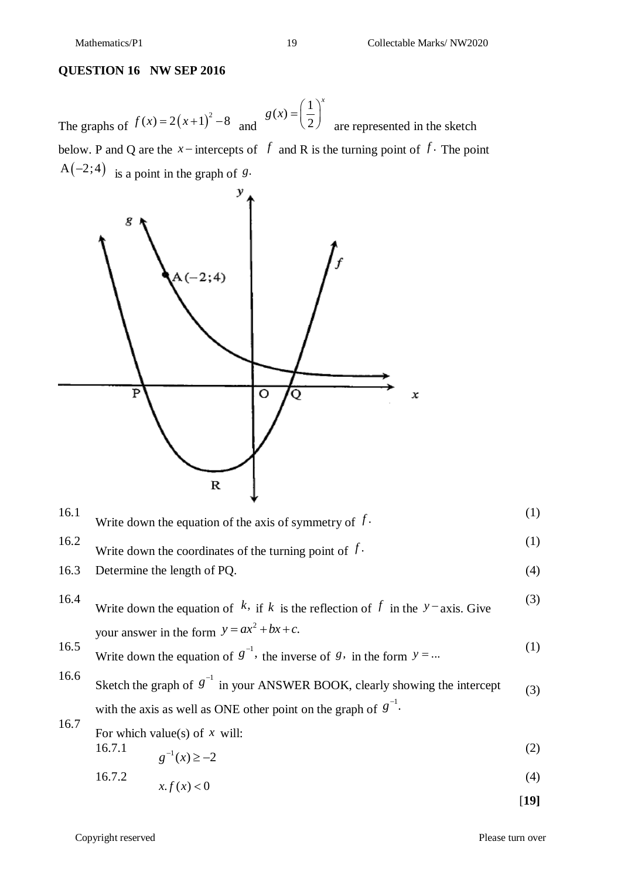## QUESTION 16 NW SEP 2016

The graphs of $f(x) = 2(x+1)^2 - 8$ and $g(x) = \left(\frac{1}{2}\right)^x$ are represented in the sketch below. P and Q are the $x-$intercepts of $f$ and R is the turning point of $f$. The point $A(-2;4)$ is a point in the graph of $g$.

| | | |
|---|---|---|
| 16.1 | Write down the equation of the axis of symmetry of $f$. | (1) |
| 16.2 | Write down the coordinates of the turning point of $f$. | (1) |
| 16.3 | Determine the length of PQ. | (4) |
| 16.4 | Write down the equation of $k$, if $k$ is the reflection of $f$ in the $y-$axis. Give your answer in the form $y = ax^2 + bx + c.$ | (3) |
| 16.5 | Write down the equation of $g^{-1}$, the inverse of $g$, in the form $y = ...$ | (1) |
| 16.6 | Sketch the graph of $g^{-1}$ in your ANSWER BOOK, clearly showing the intercept with the axis as well as ONE other point on the graph of $g^{-1}$. | (3) |
| 16.7 | For which value(s) of $x$ will: | |
| | 16.7.1 $g^{-1}(x) \geq -2$ | (2) |
| | 16.7.2 $x.f(x) < 0$ | (4) |
| | | **[19]** |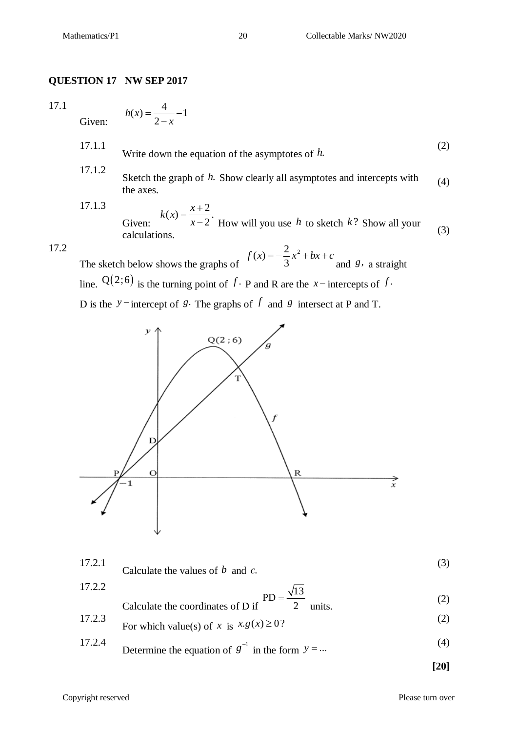**QUESTION 17 NW SEP 2017**

17.1 Given: $h(x) = \dfrac{4}{2-x} - 1$

17.1.1 Write down the equation of the asymptotes of $h$. (2)

17.1.2 Sketch the graph of $h$. Show clearly all asymptotes and intercepts with the axes. (4)

17.1.3 Given: $k(x) = \dfrac{x+2}{x-2}$. How will you use $h$ to sketch $k$? Show all your calculations. (3)

17.2 The sketch below shows the graphs of $f(x) = -\dfrac{2}{3}x^2 + bx + c$ and $g$, a straight line. $\text{Q}(2;6)$ is the turning point of $f$. P and R are the $x-$intercepts of $f$. D is the $y-$intercept of $g$. The graphs of $f$ and $g$ intersect at P and T.

17.2.1 Calculate the values of $b$ and $c$. (3)

17.2.2 Calculate the coordinates of D if $\text{PD} = \dfrac{\sqrt{13}}{2}$ units. (2)

17.2.3 For which value(s) of $x$ is $x.g(x) \geq 0$? (2)

17.2.4 Determine the equation of $g^{-1}$ in the form $y = ...$ (4)

**[20]**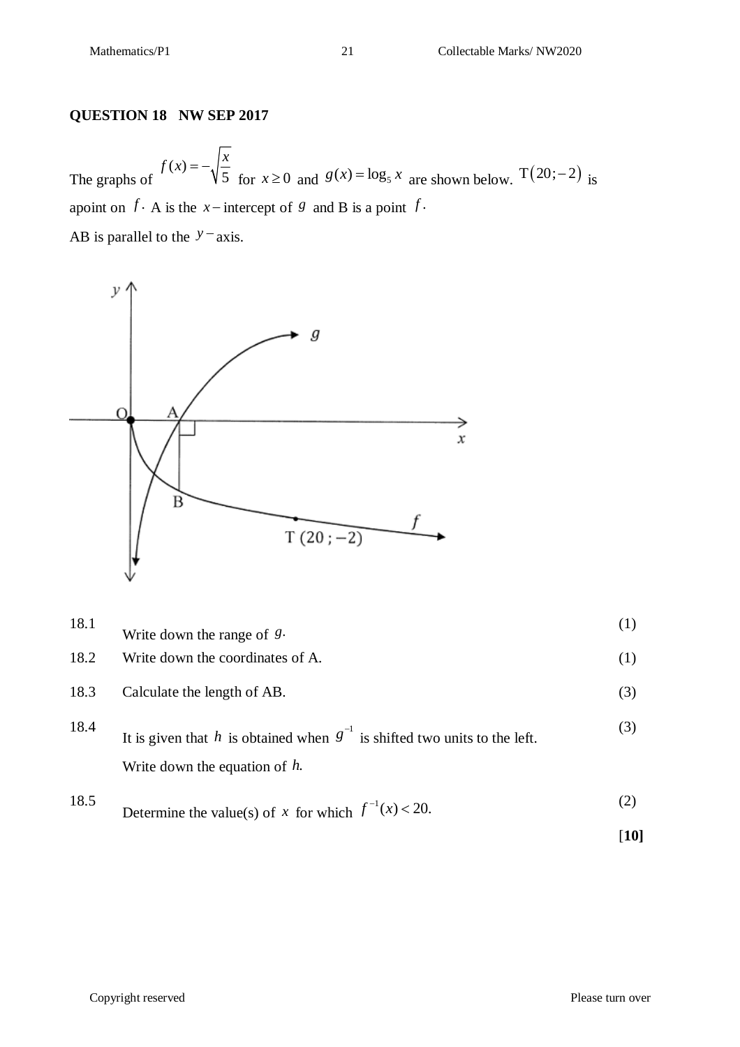**QUESTION 18 NW SEP 2017**

The graphs of $f(x) = -\sqrt{\dfrac{x}{5}}$ for $x \geq 0$ and $g(x) = \log_5 x$ are shown below. $\text{T}(20; -2)$ is apoint on $f$. A is the $x-$intercept of $g$ and B is a point $f$.

AB is parallel to the $y-$axis.

| | | |
|---|---|---|
| 18.1 | Write down the range of $g$. | (1) |
| 18.2 | Write down the coordinates of A. | (1) |
| 18.3 | Calculate the length of AB. | (3) |
| 18.4 | It is given that $h$ is obtained when $g^{-1}$ is shifted two units to the left. Write down the equation of $h$. | (3) |
| 18.5 | Determine the value(s) of $x$ for which $f^{-1}(x) < 20.$ | (2) |
| | | **[10]** |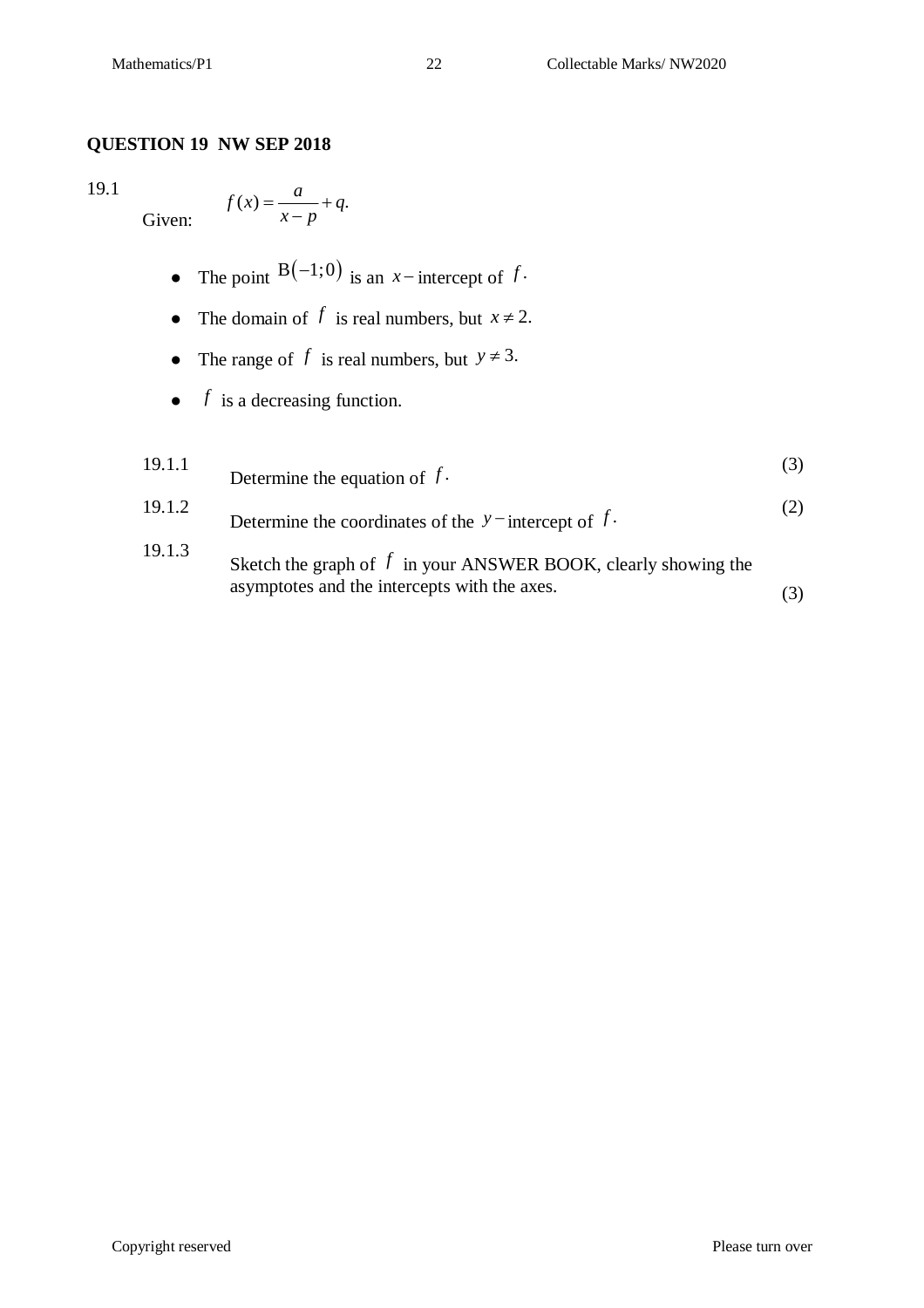**QUESTION 19 NW SEP 2018**

19.1 Given: $f(x) = \dfrac{a}{x-p} + q.$

- The point $B(-1;0)$ is an $x-$intercept of $f$.
- The domain of $f$ is real numbers, but $x \neq 2.$
- The range of $f$ is real numbers, but $y \neq 3.$
- $f$ is a decreasing function.

| | | |
|---|---|---|
| 19.1.1 | Determine the equation of $f$. | (3) |
| 19.1.2 | Determine the coordinates of the $y-$intercept of $f$. | (2) |
| 19.1.3 | Sketch the graph of $f$ in your ANSWER BOOK, clearly showing the asymptotes and the intercepts with the axes. | (3) |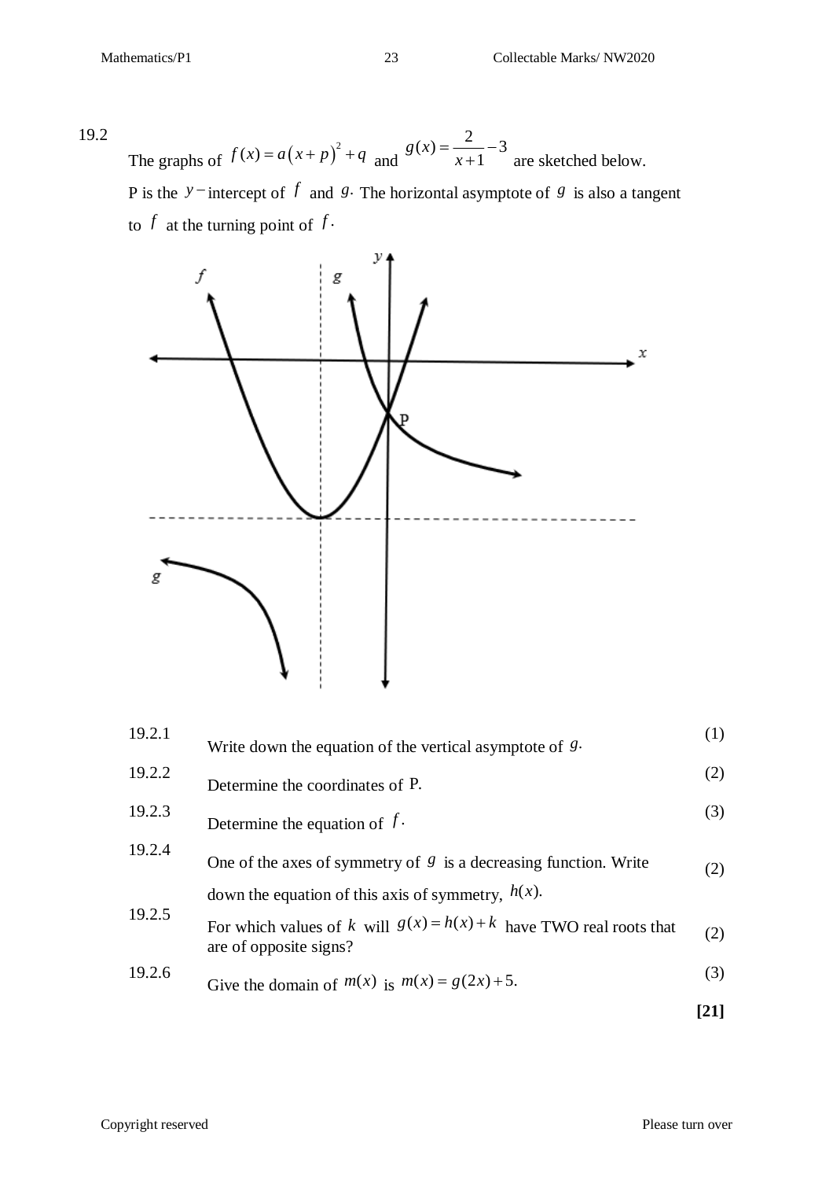19.2

The graphs of $f(x) = a(x+p)^2 + q$ and $g(x) = \dfrac{2}{x+1} - 3$ are sketched below. P is the $y-$intercept of $f$ and $g$. The horizontal asymptote of $g$ is also a tangent to $f$ at the turning point of $f$.

| | | |
|---|---|---|
| 19.2.1 | Write down the equation of the vertical asymptote of $g$. | (1) |
| 19.2.2 | Determine the coordinates of P. | (2) |
| 19.2.3 | Determine the equation of $f$. | (3) |
| 19.2.4 | One of the axes of symmetry of $g$ is a decreasing function. Write down the equation of this axis of symmetry, $h(x)$. | (2) |
| 19.2.5 | For which values of $k$ will $g(x) = h(x) + k$ have TWO real roots that are of opposite signs? | (2) |
| 19.2.6 | Give the domain of $m(x)$ is $m(x) = g(2x) + 5$. | (3) |

**[21]**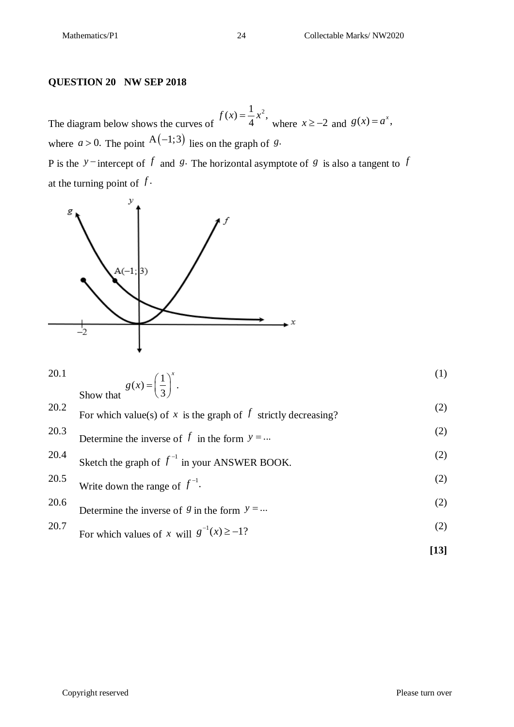**QUESTION 20 NW SEP 2018**

The diagram below shows the curves of $f(x)=\frac{1}{4}x^2$, where $x \geq -2$ and $g(x)=a^x$, where $a>0$. The point $\text{A}(-1;3)$ lies on the graph of $g$.

P is the $y-$intercept of $f$ and $g$. The horizontal asymptote of $g$ is also a tangent to $f$ at the turning point of $f$.

| | | |
|---|---|---|
| 20.1 | Show that $g(x)=\left(\frac{1}{3}\right)^x$. | (1) |
| 20.2 | For which value(s) of $x$ is the graph of $f$ strictly decreasing? | (2) |
| 20.3 | Determine the inverse of $f$ in the form $y=\ldots$ | (2) |
| 20.4 | Sketch the graph of $f^{-1}$ in your ANSWER BOOK. | (2) |
| 20.5 | Write down the range of $f^{-1}$. | (2) |
| 20.6 | Determine the inverse of $g$ in the form $y=\ldots$ | (2) |
| 20.7 | For which values of $x$ will $g^{-1}(x)\geq -1$? | (2) |
| | | **[13]** |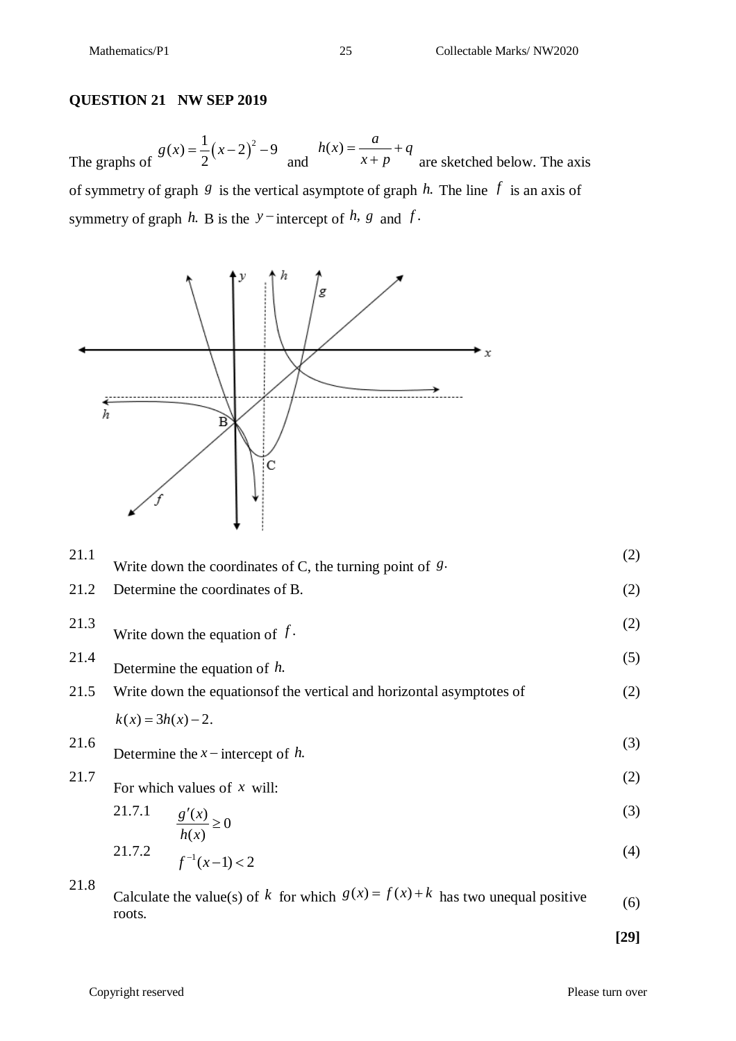## QUESTION 21 NW SEP 2019

The graphs of $g(x)=\frac{1}{2}(x-2)^2-9$ and $h(x)=\frac{a}{x+p}+q$ are sketched below. The axis of symmetry of graph $g$ is the vertical asymptote of graph $h$. The line $f$ is an axis of symmetry of graph $h$. B is the $y-$intercept of $h$, $g$ and $f$.

| | | |
|---|---|---|
| 21.1 | Write down the coordinates of C, the turning point of $g$. | (2) |
| 21.2 | Determine the coordinates of B. | (2) |
| 21.3 | Write down the equation of $f$. | (2) |
| 21.4 | Determine the equation of $h$. | (5) |
| 21.5 | Write down the equationsof the vertical and horizontal asymptotes of $k(x)=3h(x)-2$. | (2) |
| 21.6 | Determine the $x-$intercept of $h$. | (3) |
| 21.7 | For which values of $x$ will: | (2) |
| | 21.7.1 $\frac{g'(x)}{h(x)}\geq 0$ | (3) |
| | 21.7.2 $f^{-1}(x-1)<2$ | (4) |
| 21.8 | Calculate the value(s) of $k$ for which $g(x)=f(x)+k$ has two unequal positive roots. | (6) |

**[29]**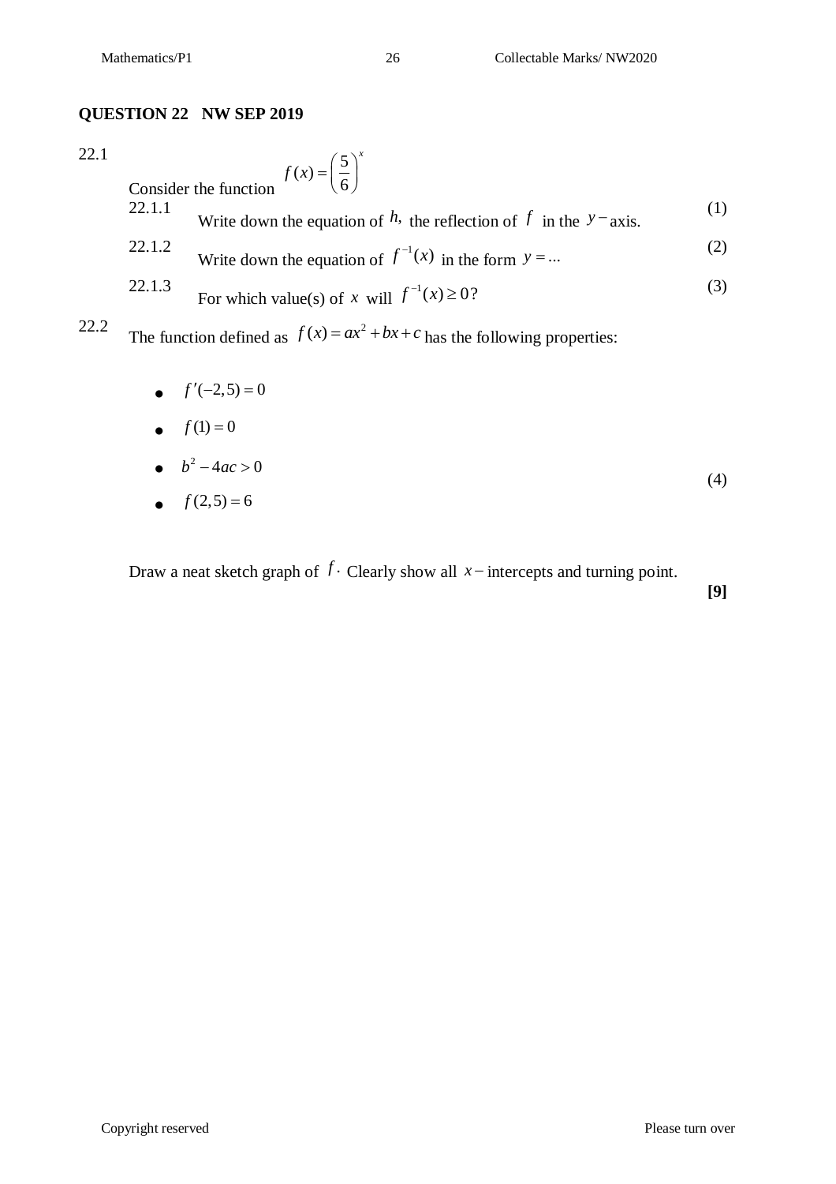## QUESTION 22 NW SEP 2019

22.1 Consider the function $f(x) = \left(\frac{5}{6}\right)^x$

22.1.1 Write down the equation of $h,$ the reflection of $f$ in the $y-$axis. (1)

22.1.2 Write down the equation of $f^{-1}(x)$ in the form $y = ...$ (2)

22.1.3 For which value(s) of $x$ will $f^{-1}(x) \geq 0$? (3)

22.2 The function defined as $f(x) = ax^2 + bx + c$ has the following properties:

- $f'(-2,5) = 0$
- $f(1) = 0$
- $b^2 - 4ac > 0$
- $f(2,5) = 6$

Draw a neat sketch graph of $f$. Clearly show all $x-$intercepts and turning point. (4)

**[9]**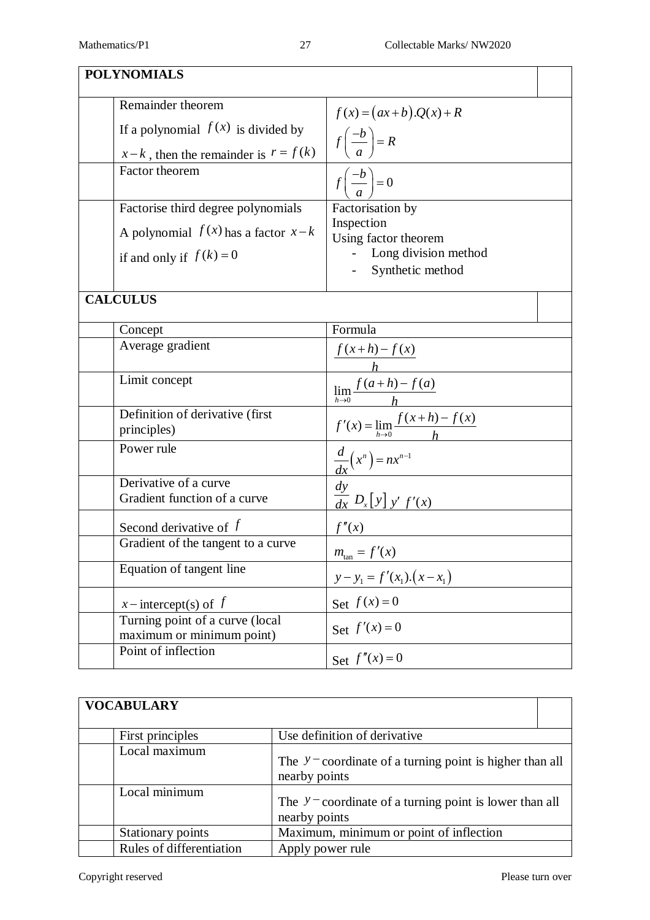| POLYNOMIALS | | | |
|---|---|---|---|
| | Remainder theorem<br>If a polynomial $f(x)$ is divided by $x-k$, then the remainder is $r = f(k)$ | $f(x) = (ax+b).Q(x)+R$<br>$f\left(\frac{-b}{a}\right) = R$ | |
| | Factor theorem | $f\left(\frac{-b}{a}\right) = 0$ | |
| | Factorise third degree polynomials<br>A polynomial $f(x)$ has a factor $x-k$ if and only if $f(k)=0$ | Factorisation by Inspection<br>Using factor theorem<br>- Long division method<br>- Synthetic method | |

| CALCULUS | | | |
|---|---|---|---|
| | Concept | Formula | |
| | Average gradient | $\frac{f(x+h)-f(x)}{h}$ | |
| | Limit concept | $\lim_{h \to 0} \frac{f(a+h)-f(a)}{h}$ | |
| | Definition of derivative (first principles) | $f'(x) = \lim_{h \to 0} \frac{f(x+h)-f(x)}{h}$ | |
| | Power rule | $\frac{d}{dx}\left(x^n\right) = nx^{n-1}$ | |
| | Derivative of a curve<br>Gradient function of a curve | $\frac{dy}{dx}$ $D_x[y]$ $y'$ $f'(x)$ | |
| | Second derivative of $f$ | $f''(x)$ | |
| | Gradient of the tangent to a curve | $m_{\tan} = f'(x)$ | |
| | Equation of tangent line | $y - y_1 = f'(x_1).(x - x_1)$ | |
| | $x-$intercept(s) of $f$ | Set $f(x) = 0$ | |
| | Turning point of a curve (local maximum or minimum point) | Set $f'(x) = 0$ | |
| | Point of inflection | Set $f''(x) = 0$ | |

| VOCABULARY | | | |
|---|---|---|---|
| | First principles | Use definition of derivative | |
| | Local maximum | The $y-$coordinate of a turning point is higher than all nearby points | |
| | Local minimum | The $y-$coordinate of a turning point is lower than all nearby points | |
| | Stationary points | Maximum, minimum or point of inflection | |
| | Rules of differentiation | Apply power rule | |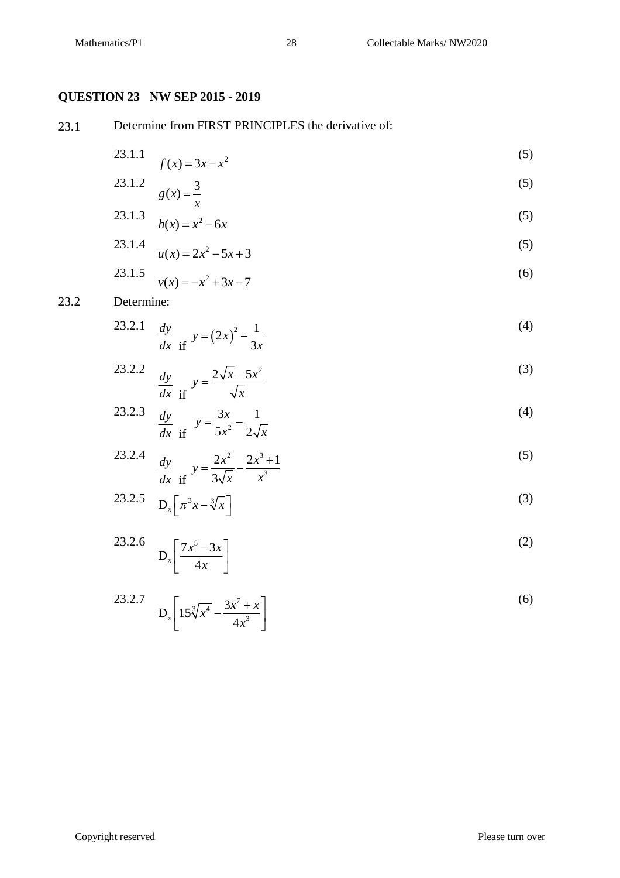**QUESTION 23 NW SEP 2015 - 2019**

23.1 Determine from FIRST PRINCIPLES the derivative of:

23.1.1 $f(x) = 3x - x^2$ (5)

23.1.2 $g(x) = \dfrac{3}{x}$ (5)

23.1.3 $h(x) = x^2 - 6x$ (5)

23.1.4 $u(x) = 2x^2 - 5x + 3$ (5)

23.1.5 $v(x) = -x^2 + 3x - 7$ (6)

23.2 Determine:

23.2.1 $\dfrac{dy}{dx}$ if $y = (2x)^2 - \dfrac{1}{3x}$ (4)

23.2.2 $\dfrac{dy}{dx}$ if $y = \dfrac{2\sqrt{x} - 5x^2}{\sqrt{x}}$ (3)

23.2.3 $\dfrac{dy}{dx}$ if $y = \dfrac{3x}{5x^2} - \dfrac{1}{2\sqrt{x}}$ (4)

23.2.4 $\dfrac{dy}{dx}$ if $y = \dfrac{2x^2}{3\sqrt{x}} - \dfrac{2x^3 + 1}{x^3}$ (5)

23.2.5 $\mathrm{D}_x\left[\pi^3 x - \sqrt[3]{x}\right]$ (3)

23.2.6 $\mathrm{D}_x\left[\dfrac{7x^5 - 3x}{4x}\right]$ (2)

23.2.7 $\mathrm{D}_x\left[15\sqrt[3]{x^4} - \dfrac{3x^7 + x}{4x^3}\right]$ (6)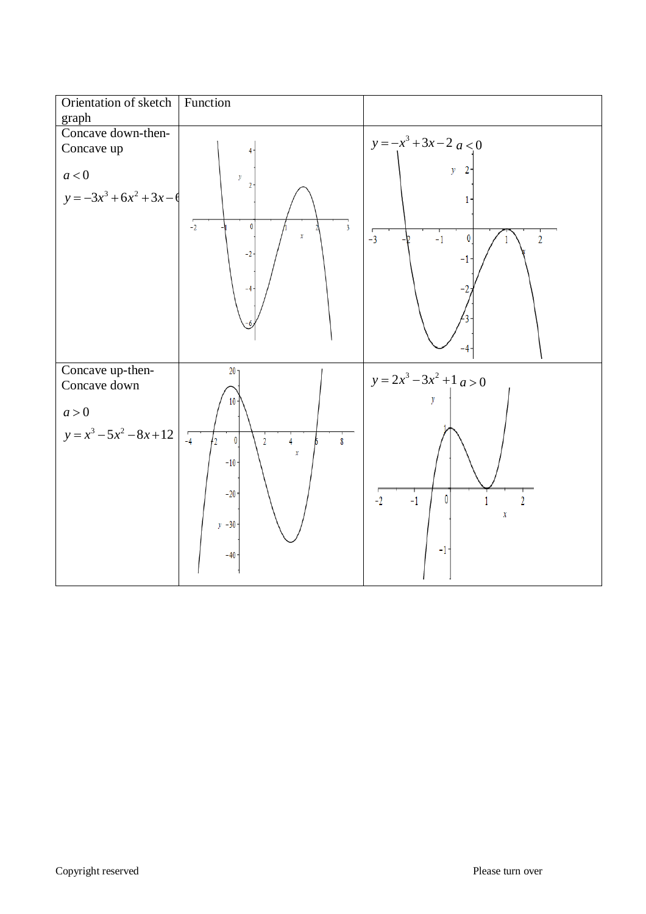| Orientation of sketch graph | Function | |
|---|---|---|
| Concave down-then-Concave up<br><br>$a<0$<br><br>$y=-3x^3+6x^2+3x-6$ | | $y=-x^3+3x-2$ $a<0$ |
| Concave up-then-Concave down<br><br>$a>0$<br><br>$y=x^3-5x^2-8x+12$ | | $y=2x^3-3x^2+1$ $a>0$ |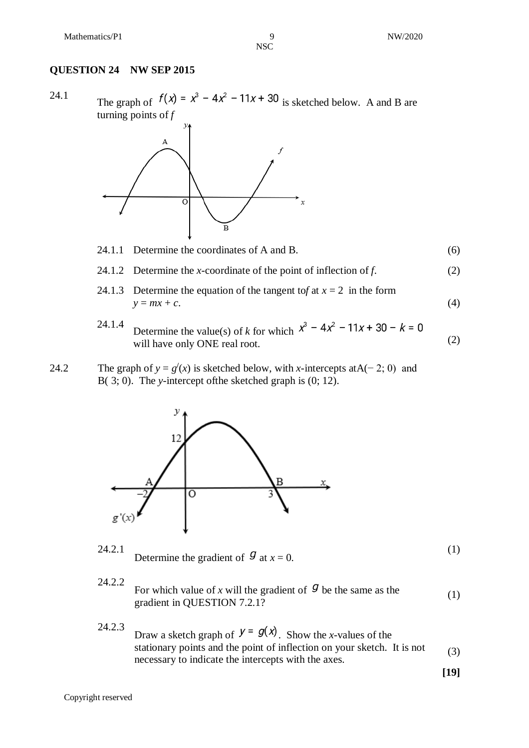**QUESTION 24 NW SEP 2015**

24.1 The graph of $f(x) = x^3 - 4x^2 - 11x + 30$ is sketched below. A and B are turning points of *f*

24.1.1 Determine the coordinates of A and B. (6)

24.1.2 Determine the *x*-coordinate of the point of inflection of *f*. (2)

24.1.3 Determine the equation of the tangent to *f* at $x = 2$ in the form $y = mx + c$. (4)

24.1.4 Determine the value(s) of *k* for which $x^3 - 4x^2 - 11x + 30 - k = 0$ will have only ONE real root. (2)

24.2 The graph of $y = g'(x)$ is sketched below, with *x*-intercepts at A($-2$; 0) and B( 3; 0). The *y*-intercept of the sketched graph is (0; 12).

24.2.1 Determine the gradient of $g$ at $x = 0$. (1)

24.2.2 For which value of *x* will the gradient of $g$ be the same as the gradient in QUESTION 7.2.1? (1)

24.2.3 Draw a sketch graph of $y = g(x)$. Show the *x*-values of the stationary points and the point of inflection on your sketch. It is not necessary to indicate the intercepts with the axes. (3)

**[19]**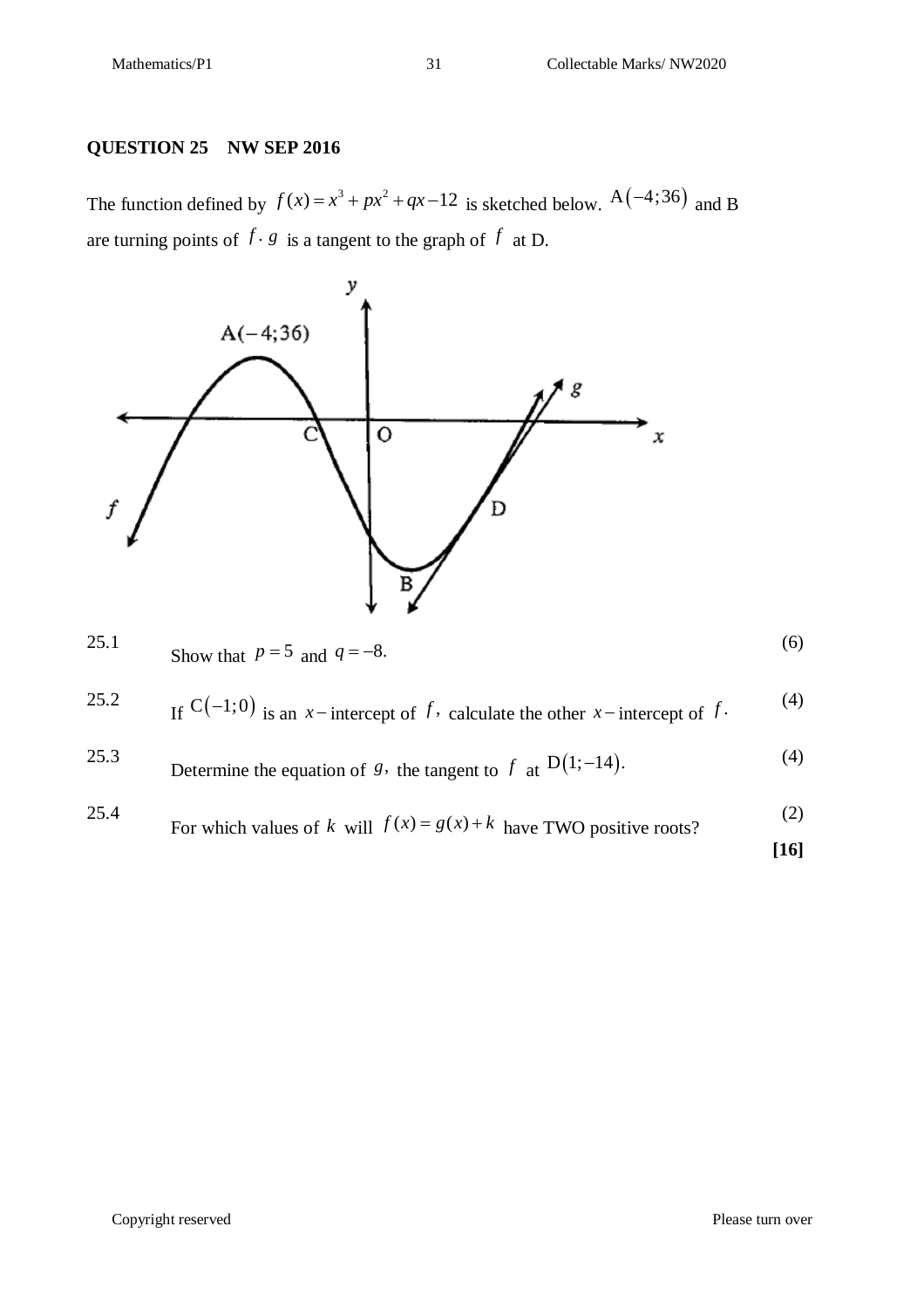**QUESTION 25 NW SEP 2016**

The function defined by $f(x) = x^3 + px^2 + qx - 12$ is sketched below. $A(-4;36)$ and B are turning points of $f \cdot g$ is a tangent to the graph of $f$ at D.

25.1 Show that $p = 5$ and $q = -8$. (6)

25.2 If $C(-1;0)$ is an $x-$intercept of $f$, calculate the other $x-$intercept of $f$. (4)

25.3 Determine the equation of $g$, the tangent to $f$ at $D(1;-14)$. (4)

25.4 For which values of $k$ will $f(x) = g(x) + k$ have TWO positive roots? (2)

**[16]**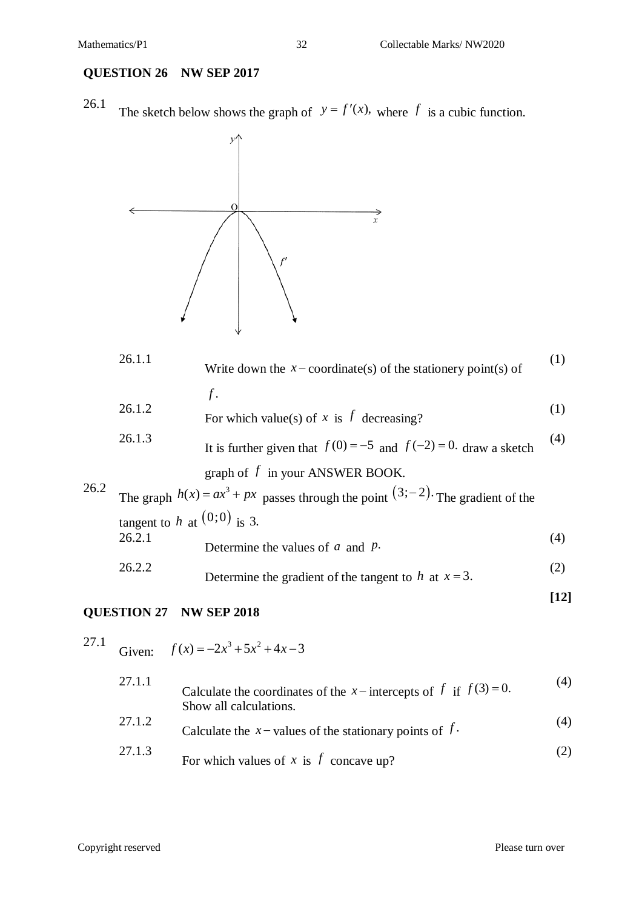**QUESTION 26 NW SEP 2017**

26.1 The sketch below shows the graph of $y = f'(x)$, where $f$ is a cubic function.

26.1.1 Write down the $x-$coordinate(s) of the stationery point(s) of $f$. (1)

26.1.2 For which value(s) of $x$ is $f$ decreasing? (1)

26.1.3 It is further given that $f(0) = -5$ and $f(-2) = 0$. draw a sketch graph of $f$ in your ANSWER BOOK. (4)

26.2 The graph $h(x) = ax^3 + px$ passes through the point $(3;-2)$. The gradient of the tangent to $h$ at $(0;0)$ is 3.

26.2.1 Determine the values of $a$ and $p$. (4)

26.2.2 Determine the gradient of the tangent to $h$ at $x = 3$. (2)

**[12]**

**QUESTION 27 NW SEP 2018**

27.1 Given: $f(x) = -2x^3 + 5x^2 + 4x - 3$

27.1.1 Calculate the coordinates of the $x-$intercepts of $f$ if $f(3) = 0$. Show all calculations. (4)

27.1.2 Calculate the $x-$values of the stationary points of $f$. (4)

27.1.3 For which values of $x$ is $f$ concave up? (2)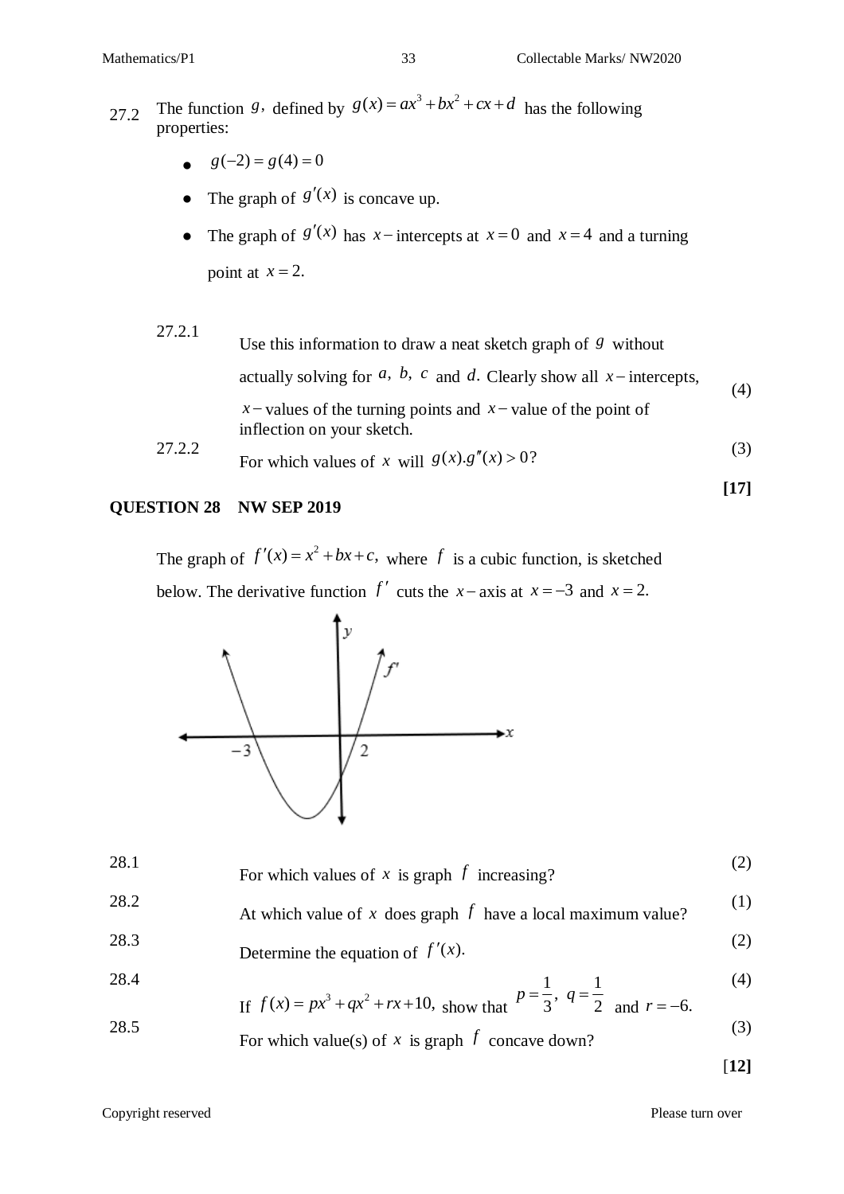27.2 The function $g$, defined by $g(x) = ax^3 + bx^2 + cx + d$ has the following properties:

- $g(-2) = g(4) = 0$
- The graph of $g'(x)$ is concave up.
- The graph of $g'(x)$ has $x-$intercepts at $x = 0$ and $x = 4$ and a turning point at $x = 2$.

27.2.1 Use this information to draw a neat sketch graph of $g$ without actually solving for $a$, $b$, $c$ and $d$. Clearly show all $x-$intercepts, $x-$values of the turning points and $x-$value of the point of inflection on your sketch. (4)

27.2.2 For which values of $x$ will $g(x).g''(x) > 0$? (3)

**[17]**

**QUESTION 28 NW SEP 2019**

The graph of $f'(x) = x^2 + bx + c$, where $f$ is a cubic function, is sketched below. The derivative function $f'$ cuts the $x-$axis at $x = -3$ and $x = 2$.

28.1 For which values of $x$ is graph $f$ increasing? (2)

28.2 At which value of $x$ does graph $f$ have a local maximum value? (1)

28.3 Determine the equation of $f'(x)$. (2)

28.4 If $f(x) = px^3 + qx^2 + rx + 10$, show that $p = \frac{1}{3}$, $q = \frac{1}{2}$ and $r = -6$. (4)

28.5 For which value(s) of $x$ is graph $f$ concave down? (3)

**[12]**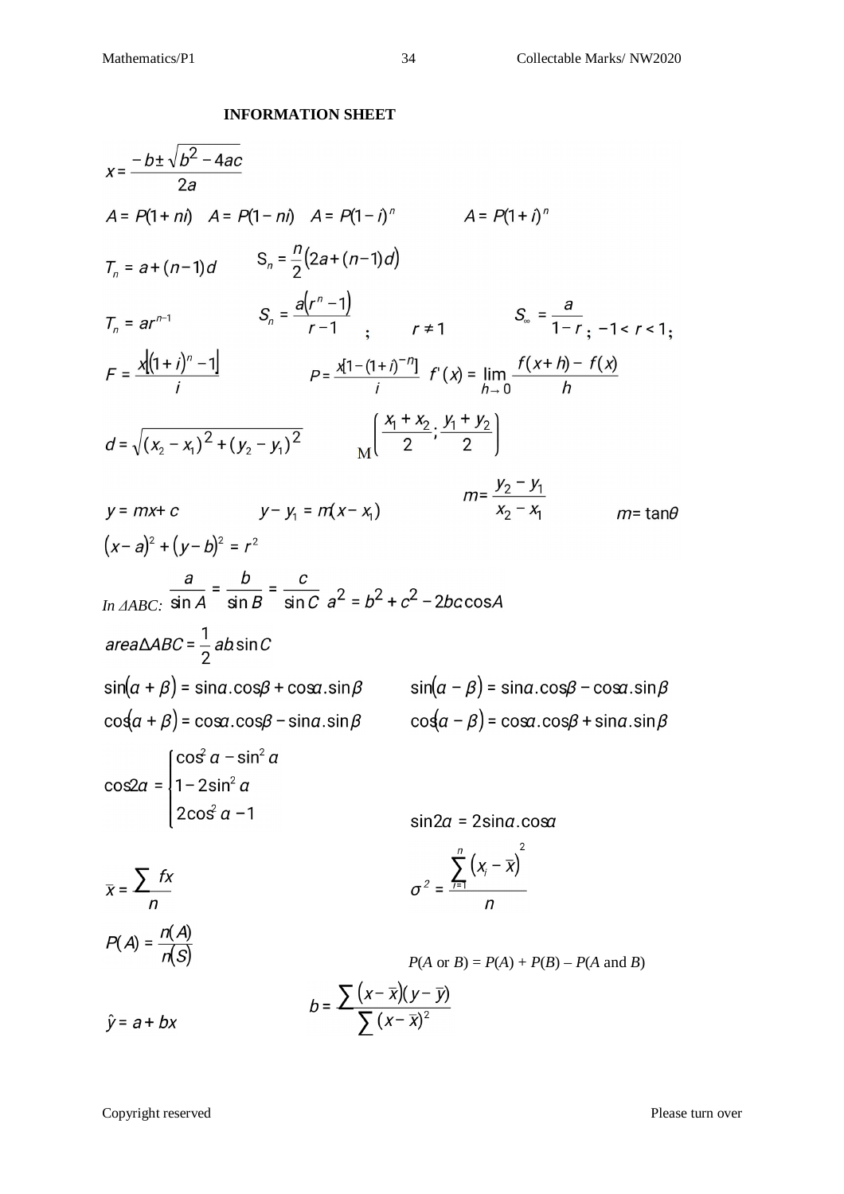## INFORMATION SHEET

$$x = \frac{-b \pm \sqrt{b^2 - 4ac}}{2a}$$

$A = P(1+ni) \quad A = P(1-ni) \quad A = P(1-i)^n \qquad A = P(1+i)^n$

$T_n = a + (n-1)d \qquad S_n = \frac{n}{2}\left(2a + (n-1)d\right)$

$T_n = ar^{n-1} \qquad S_n = \frac{a\left(r^n - 1\right)}{r-1}\ ; \quad r \neq 1 \qquad S_\infty = \frac{a}{1-r}\ ;\ -1 < r < 1\ ;$

$F = \frac{x\left[(1+i)^n - 1\right]}{i} \qquad P = \frac{x\left[1-(1+i)^{-n}\right]}{i} \quad f'(x) = \lim_{h \to 0} \frac{f(x+h) - f(x)}{h}$

$d = \sqrt{(x_2 - x_1)^2 + (y_2 - y_1)^2} \qquad \mathrm{M}\left(\frac{x_1 + x_2}{2}; \frac{y_1 + y_2}{2}\right)$

$y = mx + c \qquad y - y_1 = m(x - x_1) \qquad m = \frac{y_2 - y_1}{x_2 - x_1} \qquad m = \tan\theta$

$(x-a)^2 + (y-b)^2 = r^2$

*In ΔABC:* $\frac{a}{\sin A} = \frac{b}{\sin B} = \frac{c}{\sin C} \quad a^2 = b^2 + c^2 - 2bc\cos A$

$area\,\Delta ABC = \frac{1}{2}ab\sin C$

$\sin(\alpha + \beta) = \sin\alpha.\cos\beta + \cos\alpha.\sin\beta \qquad \sin(\alpha - \beta) = \sin\alpha.\cos\beta - \cos\alpha.\sin\beta$

$\cos(\alpha + \beta) = \cos\alpha.\cos\beta - \sin\alpha.\sin\beta \qquad \cos(\alpha - \beta) = \cos\alpha.\cos\beta + \sin\alpha.\sin\beta$

$$\cos 2\alpha = \begin{cases} \cos^2\alpha - \sin^2\alpha \\ 1 - 2\sin^2\alpha \\ 2\cos^2\alpha - 1 \end{cases} \qquad \sin 2\alpha = 2\sin\alpha.\cos\alpha$$

$\bar{x} = \sum \frac{fx}{n} \qquad \sigma^2 = \frac{\sum_{i=1}^{n}\left(x_i - \bar{x}\right)^2}{n}$

$P(A) = \frac{n(A)}{n(S)} \qquad P(A \text{ or } B) = P(A) + P(B) - P(A \text{ and } B)$

$\hat{y} = a + bx \qquad b = \frac{\sum (x - \bar{x})(y - \bar{y})}{\sum (x - \bar{x})^2}$